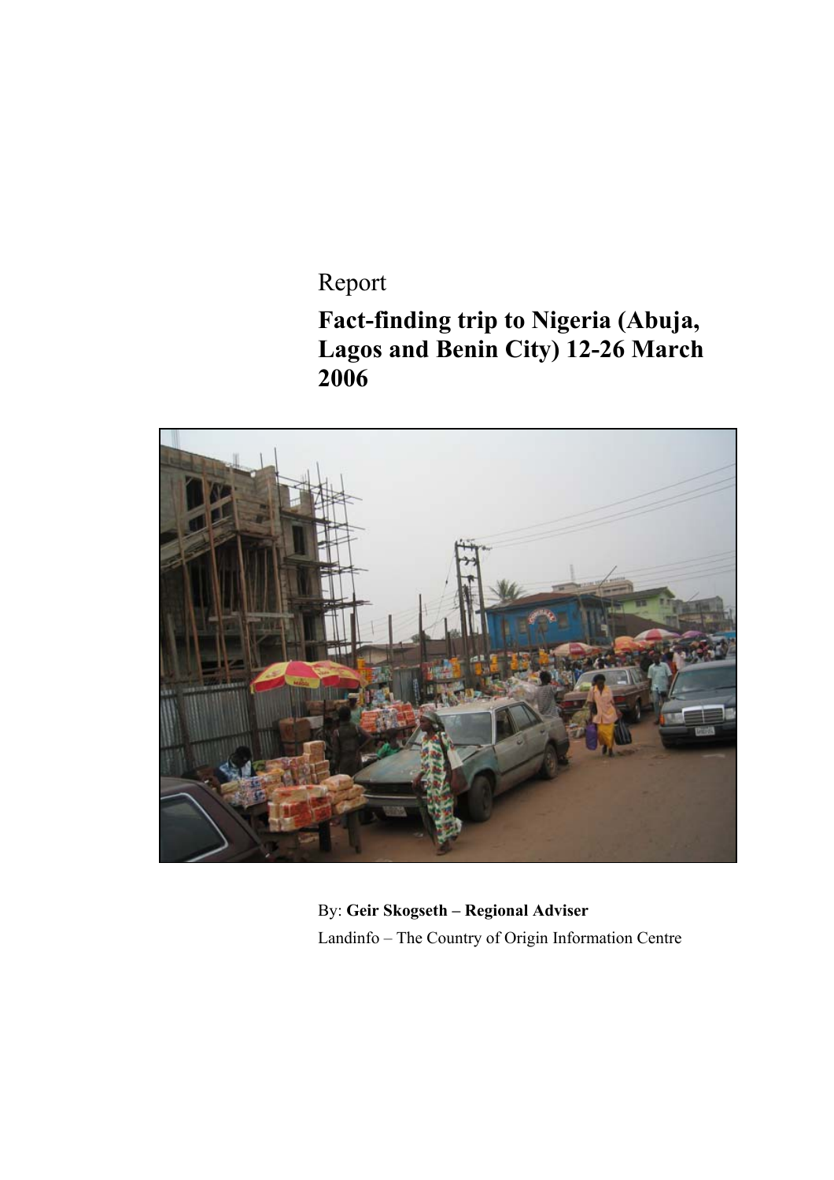Report

# Fact-finding trip to Nigeria (Abuja, Lagos and Benin City) 12-26 March 2006

By: **Geir Skogseth – Regional Adviser**

Landinfo – The Country of Origin Information Centre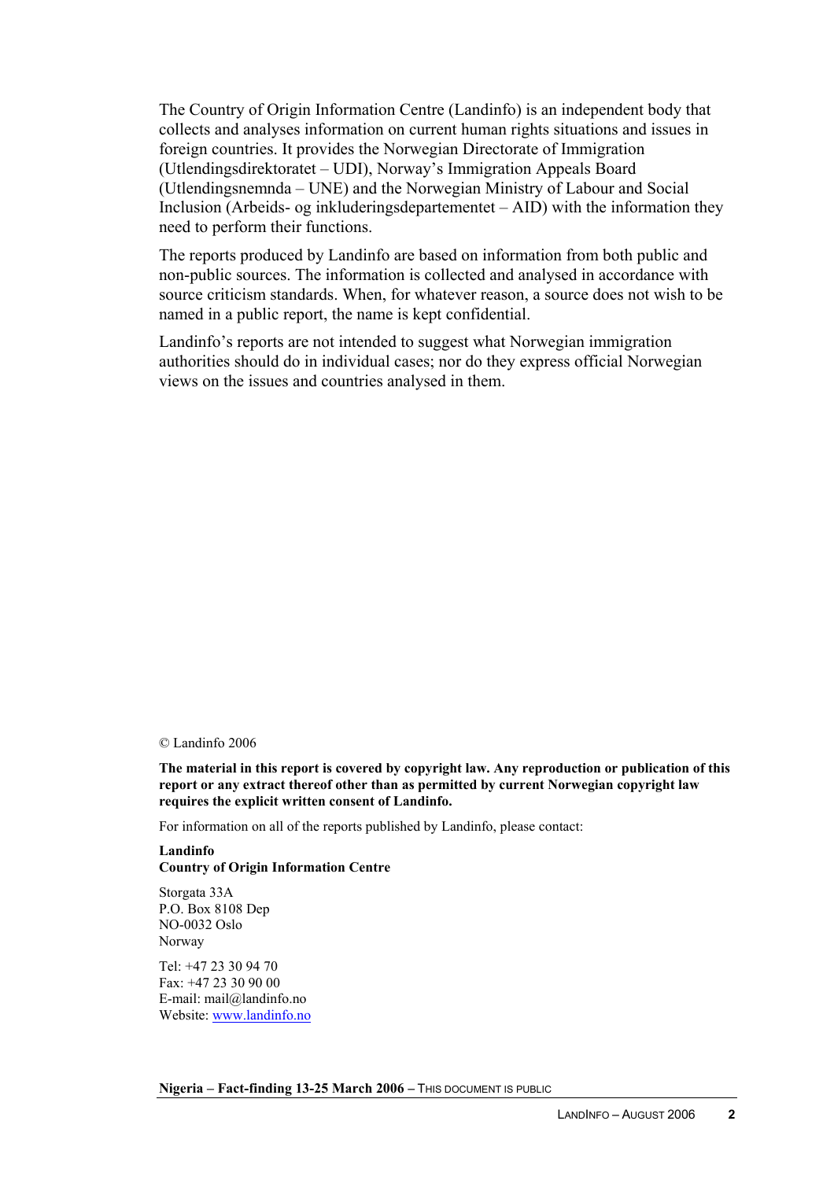The Country of Origin Information Centre (Landinfo) is an independent body that collects and analyses information on current human rights situations and issues in foreign countries. It provides the Norwegian Directorate of Immigration (Utlendingsdirektoratet – UDI), Norway's Immigration Appeals Board (Utlendingsnemnda – UNE) and the Norwegian Ministry of Labour and Social Inclusion (Arbeids- og inkluderingsdepartementet – AID) with the information they need to perform their functions.

The reports produced by Landinfo are based on information from both public and non-public sources. The information is collected and analysed in accordance with source criticism standards. When, for whatever reason, a source does not wish to be named in a public report, the name is kept confidential.

Landinfo's reports are not intended to suggest what Norwegian immigration authorities should do in individual cases; nor do they express official Norwegian views on the issues and countries analysed in them.

© Landinfo 2006

**The material in this report is covered by copyright law. Any reproduction or publication of this report or any extract thereof other than as permitted by current Norwegian copyright law requires the explicit written consent of Landinfo.**

For information on all of the reports published by Landinfo, please contact:

**Landinfo**
**Country of Origin Information Centre**

Storgata 33A
P.O. Box 8108 Dep
NO-0032 Oslo
Norway

Tel: +47 23 30 94 70
Fax: +47 23 30 90 00
E-mail: mail@landinfo.no
Website: www.landinfo.no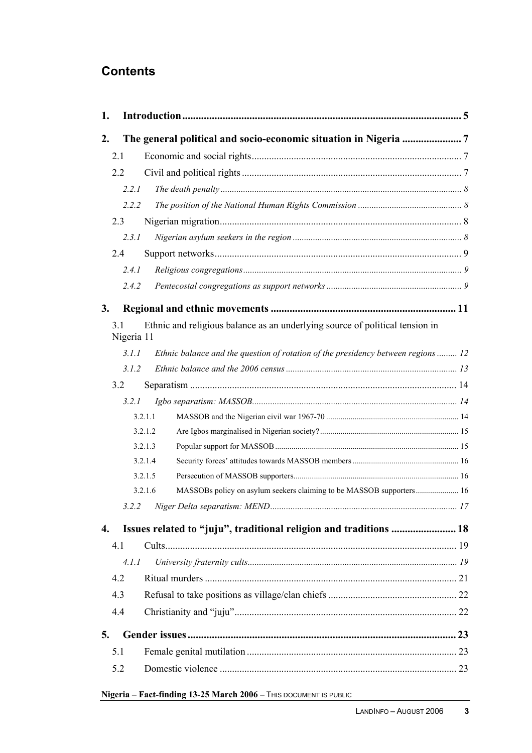# Contents

1. Introduction ........ 5
2. The general political and socio-economic situation in Nigeria ........ 7
   - 2.1 Economic and social rights ........ 7
   - 2.2 Civil and political rights ........ 7
     - *2.2.1 The death penalty ........ 8*
     - *2.2.2 The position of the National Human Rights Commission ........ 8*
   - 2.3 Nigerian migration ........ 8
     - *2.3.1 Nigerian asylum seekers in the region ........ 8*
   - 2.4 Support networks ........ 9
     - *2.4.1 Religious congregations ........ 9*
     - *2.4.2 Pentecostal congregations as support networks ........ 9*
3. Regional and ethnic movements ........ 11
   - 3.1 Ethnic and religious balance as an underlying source of political tension in Nigeria 11
     - *3.1.1 Ethnic balance and the question of rotation of the presidency between regions ........ 12*
     - *3.1.2 Ethnic balance and the 2006 census ........ 13*
   - 3.2 Separatism ........ 14
     - *3.2.1 Igbo separatism: MASSOB ........ 14*
       - 3.2.1.1 MASSOB and the Nigerian civil war 1967-70 ........ 14
       - 3.2.1.2 Are Igbos marginalised in Nigerian society? ........ 15
       - 3.2.1.3 Popular support for MASSOB ........ 15
       - 3.2.1.4 Security forces' attitudes towards MASSOB members ........ 16
       - 3.2.1.5 Persecution of MASSOB supporters ........ 16
       - 3.2.1.6 MASSOBs policy on asylum seekers claiming to be MASSOB supporters ........ 16
     - *3.2.2 Niger Delta separatism: MEND ........ 17*
4. Issues related to "juju", traditional religion and traditions ........ 18
   - 4.1 Cults ........ 19
     - *4.1.1 University fraternity cults ........ 19*
   - 4.2 Ritual murders ........ 21
   - 4.3 Refusal to take positions as village/clan chiefs ........ 22
   - 4.4 Christianity and "juju" ........ 22
5. Gender issues ........ 23
   - 5.1 Female genital mutilation ........ 23
   - 5.2 Domestic violence ........ 23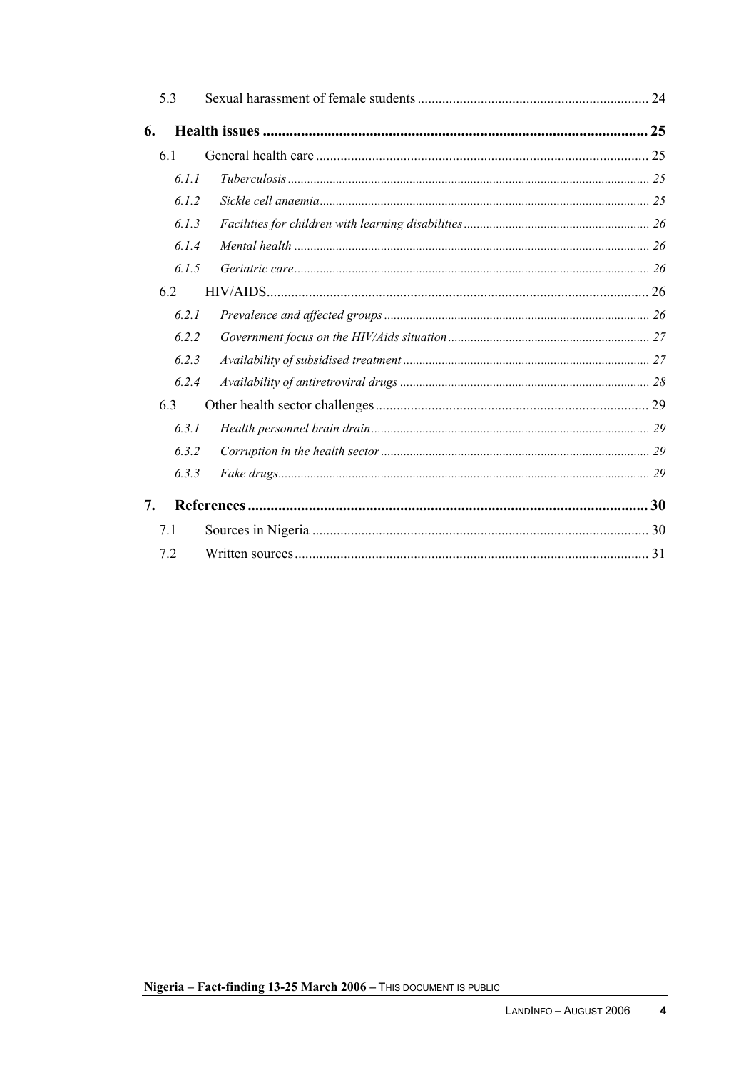5.3 Sexual harassment of female students ... 24

**6. Health issues ... 25**

6.1 General health care ... 25

*6.1.1 Tuberculosis ... 25*

*6.1.2 Sickle cell anaemia ... 25*

*6.1.3 Facilities for children with learning disabilities ... 26*

*6.1.4 Mental health ... 26*

*6.1.5 Geriatric care ... 26*

6.2 HIV/AIDS ... 26

*6.2.1 Prevalence and affected groups ... 26*

*6.2.2 Government focus on the HIV/Aids situation ... 27*

*6.2.3 Availability of subsidised treatment ... 27*

*6.2.4 Availability of antiretroviral drugs ... 28*

6.3 Other health sector challenges ... 29

*6.3.1 Health personnel brain drain ... 29*

*6.3.2 Corruption in the health sector ... 29*

*6.3.3 Fake drugs ... 29*

**7. References ... 30**

7.1 Sources in Nigeria ... 30

7.2 Written sources ... 31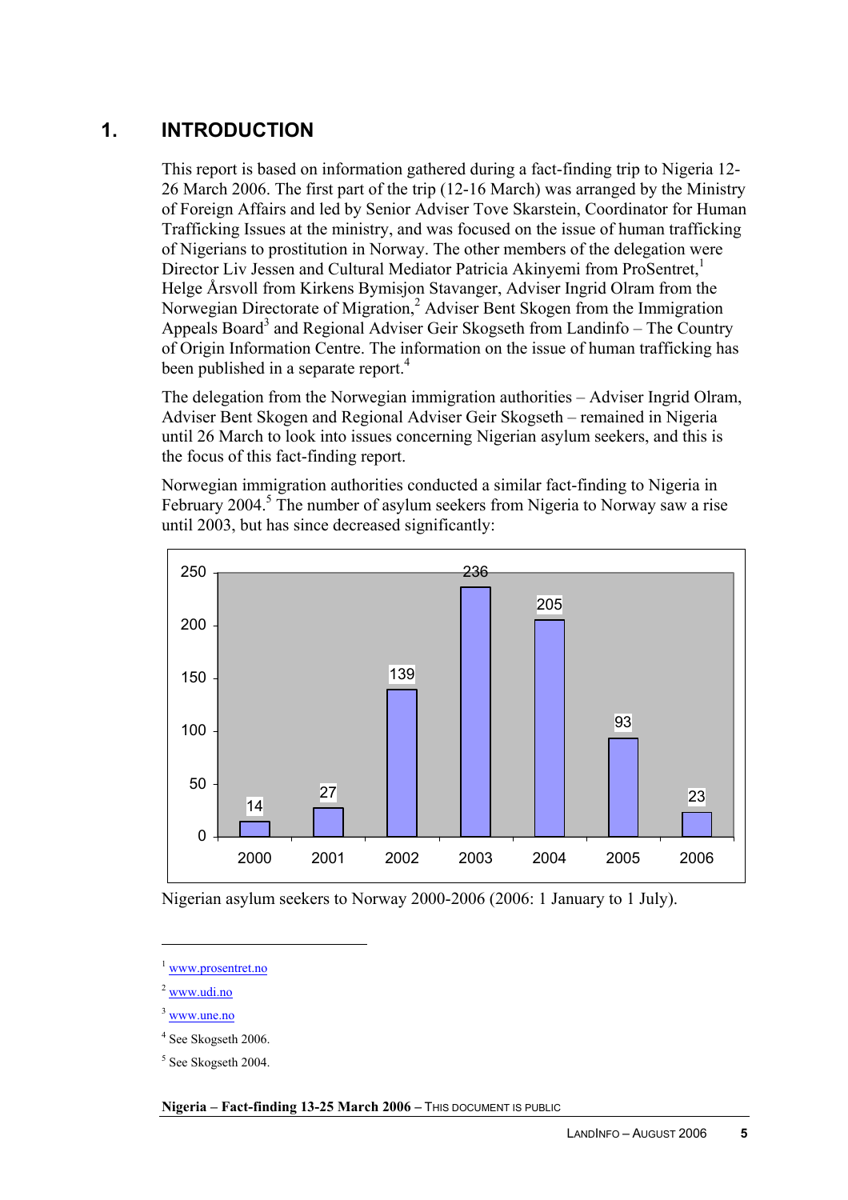# 1. INTRODUCTION

This report is based on information gathered during a fact-finding trip to Nigeria 12-26 March 2006. The first part of the trip (12-16 March) was arranged by the Ministry of Foreign Affairs and led by Senior Adviser Tove Skarstein, Coordinator for Human Trafficking Issues at the ministry, and was focused on the issue of human trafficking of Nigerians to prostitution in Norway. The other members of the delegation were Director Liv Jessen and Cultural Mediator Patricia Akinyemi from ProSentret,[1] Helge Årsvoll from Kirkens Bymisjon Stavanger, Adviser Ingrid Olram from the Norwegian Directorate of Migration,[2] Adviser Bent Skogen from the Immigration Appeals Board[3] and Regional Adviser Geir Skogseth from Landinfo – The Country of Origin Information Centre. The information on the issue of human trafficking has been published in a separate report.[4]

The delegation from the Norwegian immigration authorities – Adviser Ingrid Olram, Adviser Bent Skogen and Regional Adviser Geir Skogseth – remained in Nigeria until 26 March to look into issues concerning Nigerian asylum seekers, and this is the focus of this fact-finding report.

Norwegian immigration authorities conducted a similar fact-finding to Nigeria in February 2004.[5] The number of asylum seekers from Nigeria to Norway saw a rise until 2003, but has since decreased significantly:

250
200
150
100
50
0

14
27
139
236
205
93
23

2000
2001
2002
2003
2004
2005
2006

Nigerian asylum seekers to Norway 2000-2006 (2006: 1 January to 1 July).

---

[1] www.prosentret.no

[2] www.udi.no

[3] www.une.no

[4] See Skogseth 2006.

[5] See Skogseth 2004.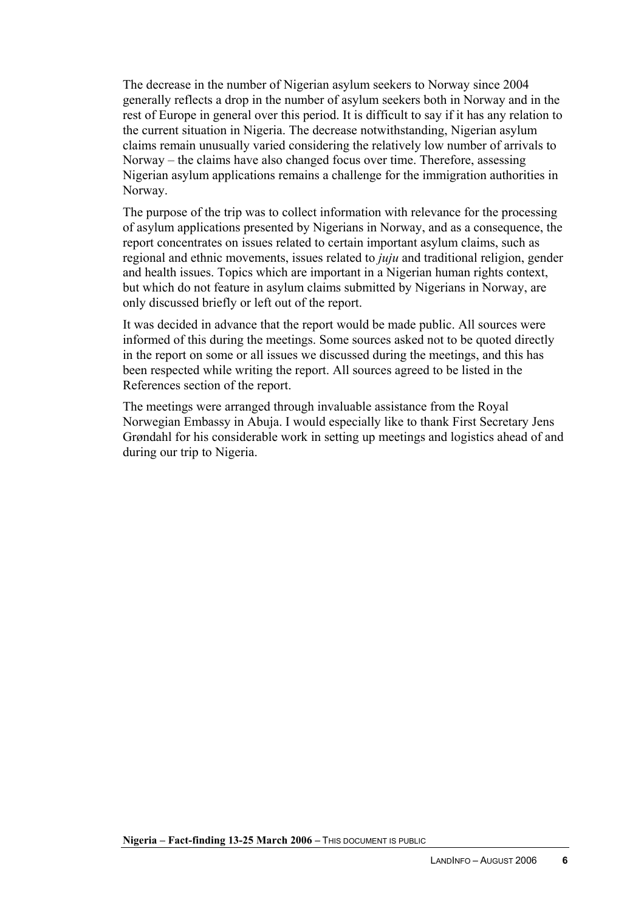The decrease in the number of Nigerian asylum seekers to Norway since 2004 generally reflects a drop in the number of asylum seekers both in Norway and in the rest of Europe in general over this period. It is difficult to say if it has any relation to the current situation in Nigeria. The decrease notwithstanding, Nigerian asylum claims remain unusually varied considering the relatively low number of arrivals to Norway – the claims have also changed focus over time. Therefore, assessing Nigerian asylum applications remains a challenge for the immigration authorities in Norway.

The purpose of the trip was to collect information with relevance for the processing of asylum applications presented by Nigerians in Norway, and as a consequence, the report concentrates on issues related to certain important asylum claims, such as regional and ethnic movements, issues related to *juju* and traditional religion, gender and health issues. Topics which are important in a Nigerian human rights context, but which do not feature in asylum claims submitted by Nigerians in Norway, are only discussed briefly or left out of the report.

It was decided in advance that the report would be made public. All sources were informed of this during the meetings. Some sources asked not to be quoted directly in the report on some or all issues we discussed during the meetings, and this has been respected while writing the report. All sources agreed to be listed in the References section of the report.

The meetings were arranged through invaluable assistance from the Royal Norwegian Embassy in Abuja. I would especially like to thank First Secretary Jens Grøndahl for his considerable work in setting up meetings and logistics ahead of and during our trip to Nigeria.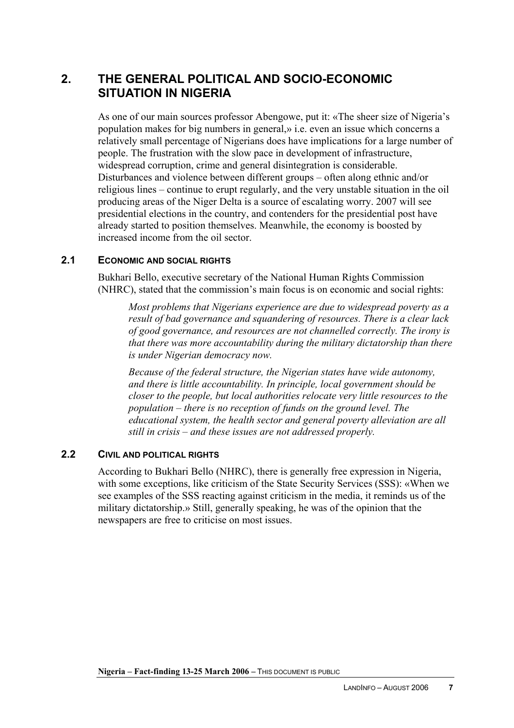# 2. THE GENERAL POLITICAL AND SOCIO-ECONOMIC SITUATION IN NIGERIA

As one of our main sources professor Abengowe, put it: «The sheer size of Nigeria's population makes for big numbers in general,» i.e. even an issue which concerns a relatively small percentage of Nigerians does have implications for a large number of people. The frustration with the slow pace in development of infrastructure, widespread corruption, crime and general disintegration is considerable. Disturbances and violence between different groups – often along ethnic and/or religious lines – continue to erupt regularly, and the very unstable situation in the oil producing areas of the Niger Delta is a source of escalating worry. 2007 will see presidential elections in the country, and contenders for the presidential post have already started to position themselves. Meanwhile, the economy is boosted by increased income from the oil sector.

## 2.1 ECONOMIC AND SOCIAL RIGHTS

Bukhari Bello, executive secretary of the National Human Rights Commission (NHRC), stated that the commission's main focus is on economic and social rights:

> *Most problems that Nigerians experience are due to widespread poverty as a result of bad governance and squandering of resources. There is a clear lack of good governance, and resources are not channelled correctly. The irony is that there was more accountability during the military dictatorship than there is under Nigerian democracy now.*
>
> *Because of the federal structure, the Nigerian states have wide autonomy, and there is little accountability. In principle, local government should be closer to the people, but local authorities relocate very little resources to the population – there is no reception of funds on the ground level. The educational system, the health sector and general poverty alleviation are all still in crisis – and these issues are not addressed properly.*

## 2.2 CIVIL AND POLITICAL RIGHTS

According to Bukhari Bello (NHRC), there is generally free expression in Nigeria, with some exceptions, like criticism of the State Security Services (SSS): «When we see examples of the SSS reacting against criticism in the media, it reminds us of the military dictatorship.» Still, generally speaking, he was of the opinion that the newspapers are free to criticise on most issues.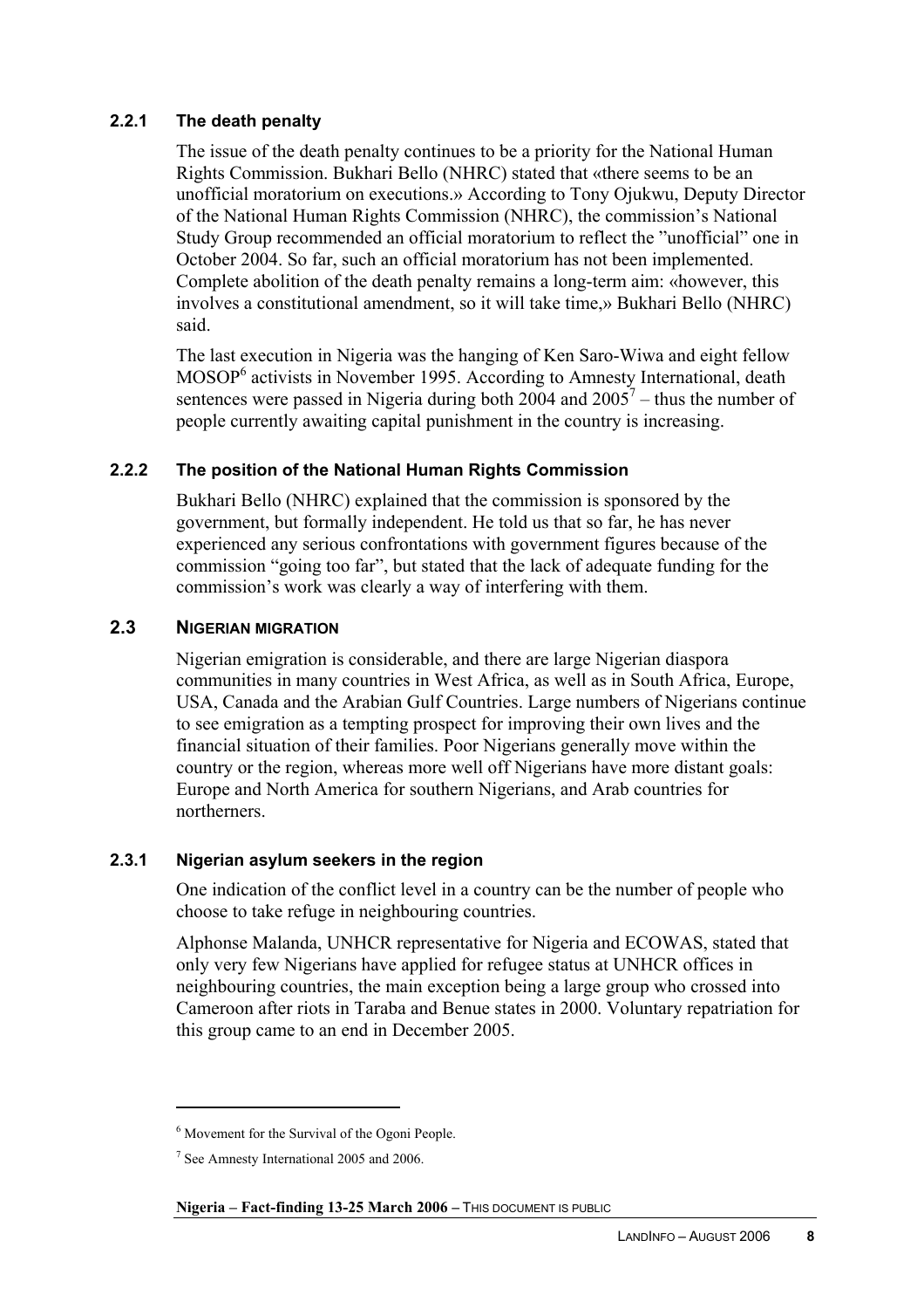### 2.2.1 The death penalty

The issue of the death penalty continues to be a priority for the National Human Rights Commission. Bukhari Bello (NHRC) stated that «there seems to be an unofficial moratorium on executions.» According to Tony Ojukwu, Deputy Director of the National Human Rights Commission (NHRC), the commission's National Study Group recommended an official moratorium to reflect the "unofficial" one in October 2004. So far, such an official moratorium has not been implemented. Complete abolition of the death penalty remains a long-term aim: «however, this involves a constitutional amendment, so it will take time,» Bukhari Bello (NHRC) said.

The last execution in Nigeria was the hanging of Ken Saro-Wiwa and eight fellow MOSOP[6] activists in November 1995. According to Amnesty International, death sentences were passed in Nigeria during both 2004 and 2005[7] – thus the number of people currently awaiting capital punishment in the country is increasing.

### 2.2.2 The position of the National Human Rights Commission

Bukhari Bello (NHRC) explained that the commission is sponsored by the government, but formally independent. He told us that so far, he has never experienced any serious confrontations with government figures because of the commission "going too far", but stated that the lack of adequate funding for the commission's work was clearly a way of interfering with them.

## 2.3 NIGERIAN MIGRATION

Nigerian emigration is considerable, and there are large Nigerian diaspora communities in many countries in West Africa, as well as in South Africa, Europe, USA, Canada and the Arabian Gulf Countries. Large numbers of Nigerians continue to see emigration as a tempting prospect for improving their own lives and the financial situation of their families. Poor Nigerians generally move within the country or the region, whereas more well off Nigerians have more distant goals: Europe and North America for southern Nigerians, and Arab countries for northerners.

### 2.3.1 Nigerian asylum seekers in the region

One indication of the conflict level in a country can be the number of people who choose to take refuge in neighbouring countries.

Alphonse Malanda, UNHCR representative for Nigeria and ECOWAS, stated that only very few Nigerians have applied for refugee status at UNHCR offices in neighbouring countries, the main exception being a large group who crossed into Cameroon after riots in Taraba and Benue states in 2000. Voluntary repatriation for this group came to an end in December 2005.

---

[6] Movement for the Survival of the Ogoni People.

[7] See Amnesty International 2005 and 2006.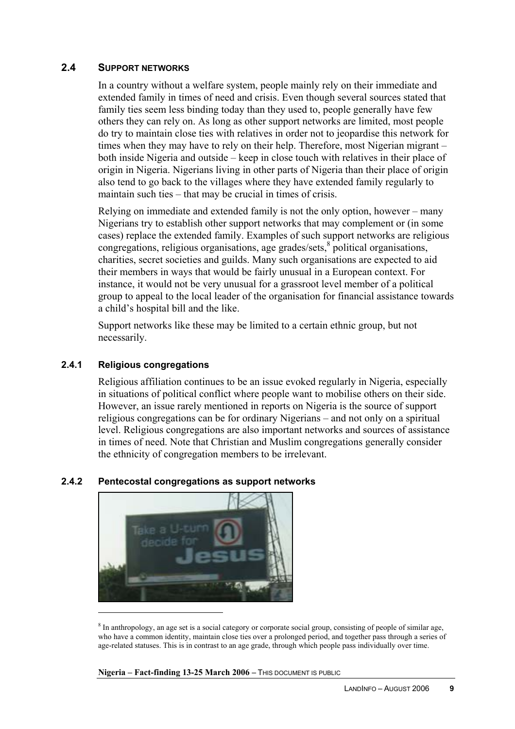### 2.4 SUPPORT NETWORKS

In a country without a welfare system, people mainly rely on their immediate and extended family in times of need and crisis. Even though several sources stated that family ties seem less binding today than they used to, people generally have few others they can rely on. As long as other support networks are limited, most people do try to maintain close ties with relatives in order not to jeopardise this network for times when they may have to rely on their help. Therefore, most Nigerian migrant – both inside Nigeria and outside – keep in close touch with relatives in their place of origin in Nigeria. Nigerians living in other parts of Nigeria than their place of origin also tend to go back to the villages where they have extended family regularly to maintain such ties – that may be crucial in times of crisis.

Relying on immediate and extended family is not the only option, however – many Nigerians try to establish other support networks that may complement or (in some cases) replace the extended family. Examples of such support networks are religious congregations, religious organisations, age grades/sets,[8] political organisations, charities, secret societies and guilds. Many such organisations are expected to aid their members in ways that would be fairly unusual in a European context. For instance, it would not be very unusual for a grassroot level member of a political group to appeal to the local leader of the organisation for financial assistance towards a child's hospital bill and the like.

Support networks like these may be limited to a certain ethnic group, but not necessarily.

#### 2.4.1 Religious congregations

Religious affiliation continues to be an issue evoked regularly in Nigeria, especially in situations of political conflict where people want to mobilise others on their side. However, an issue rarely mentioned in reports on Nigeria is the source of support religious congregations can be for ordinary Nigerians – and not only on a spiritual level. Religious congregations are also important networks and sources of assistance in times of need. Note that Christian and Muslim congregations generally consider the ethnicity of congregation members to be irrelevant.

#### 2.4.2 Pentecostal congregations as support networks

[8] In anthropology, an age set is a social category or corporate social group, consisting of people of similar age, who have a common identity, maintain close ties over a prolonged period, and together pass through a series of age-related statuses. This is in contrast to an age grade, through which people pass individually over time.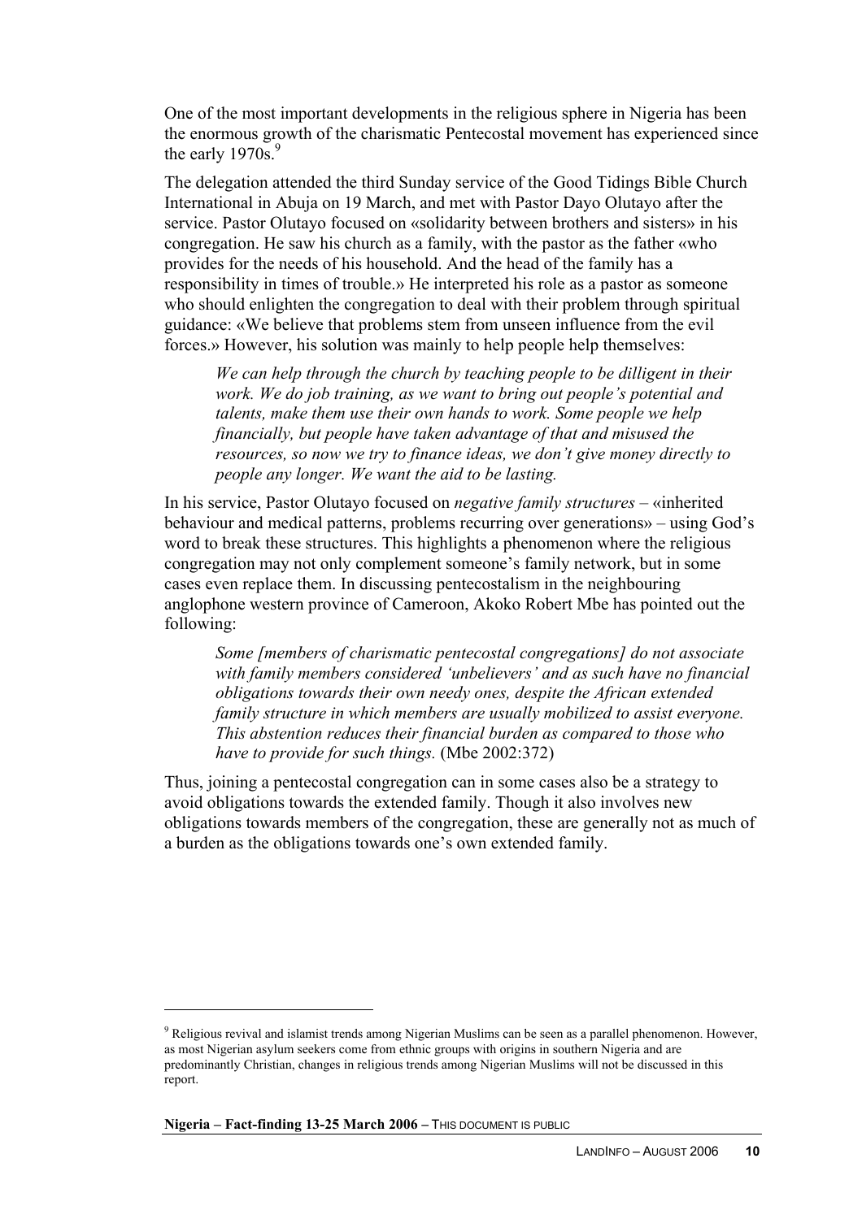One of the most important developments in the religious sphere in Nigeria has been the enormous growth of the charismatic Pentecostal movement has experienced since the early 1970s.[9]

The delegation attended the third Sunday service of the Good Tidings Bible Church International in Abuja on 19 March, and met with Pastor Dayo Olutayo after the service. Pastor Olutayo focused on «solidarity between brothers and sisters» in his congregation. He saw his church as a family, with the pastor as the father «who provides for the needs of his household. And the head of the family has a responsibility in times of trouble.» He interpreted his role as a pastor as someone who should enlighten the congregation to deal with their problem through spiritual guidance: «We believe that problems stem from unseen influence from the evil forces.» However, his solution was mainly to help people help themselves:

> *We can help through the church by teaching people to be dilligent in their work. We do job training, as we want to bring out people's potential and talents, make them use their own hands to work. Some people we help financially, but people have taken advantage of that and misused the resources, so now we try to finance ideas, we don't give money directly to people any longer. We want the aid to be lasting.*

In his service, Pastor Olutayo focused on *negative family structures* – «inherited behaviour and medical patterns, problems recurring over generations» – using God's word to break these structures. This highlights a phenomenon where the religious congregation may not only complement someone's family network, but in some cases even replace them. In discussing pentecostalism in the neighbouring anglophone western province of Cameroon, Akoko Robert Mbe has pointed out the following:

> *Some [members of charismatic pentecostal congregations] do not associate with family members considered 'unbelievers' and as such have no financial obligations towards their own needy ones, despite the African extended family structure in which members are usually mobilized to assist everyone. This abstention reduces their financial burden as compared to those who have to provide for such things.* (Mbe 2002:372)

Thus, joining a pentecostal congregation can in some cases also be a strategy to avoid obligations towards the extended family. Though it also involves new obligations towards members of the congregation, these are generally not as much of a burden as the obligations towards one's own extended family.

---

[9] Religious revival and islamist trends among Nigerian Muslims can be seen as a parallel phenomenon. However, as most Nigerian asylum seekers come from ethnic groups with origins in southern Nigeria and are predominantly Christian, changes in religious trends among Nigerian Muslims will not be discussed in this report.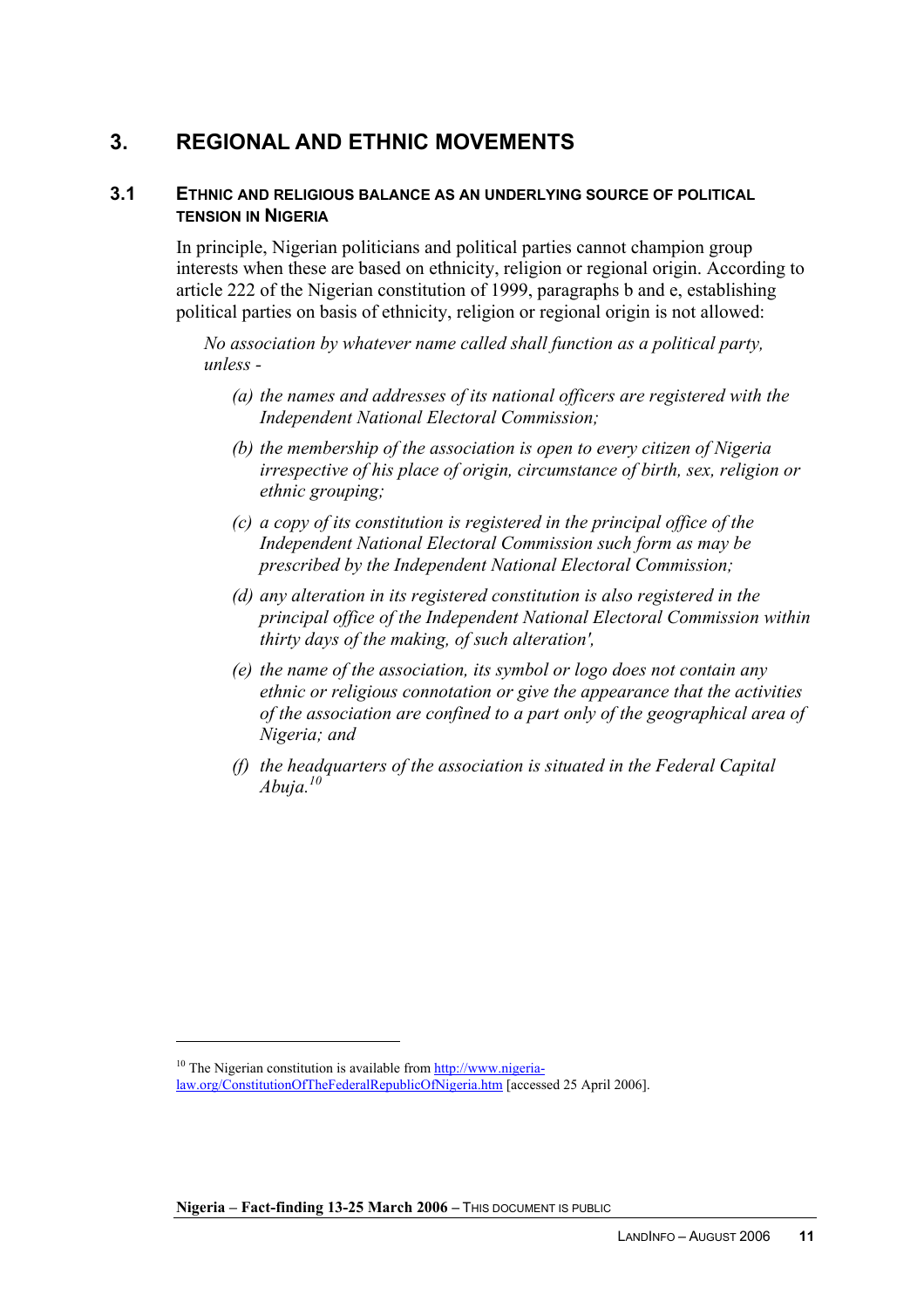# 3. REGIONAL AND ETHNIC MOVEMENTS

## 3.1 ETHNIC AND RELIGIOUS BALANCE AS AN UNDERLYING SOURCE OF POLITICAL TENSION IN NIGERIA

In principle, Nigerian politicians and political parties cannot champion group interests when these are based on ethnicity, religion or regional origin. According to article 222 of the Nigerian constitution of 1999, paragraphs b and e, establishing political parties on basis of ethnicity, religion or regional origin is not allowed:

> *No association by whatever name called shall function as a political party, unless -*
>
> *(a) the names and addresses of its national officers are registered with the Independent National Electoral Commission;*
>
> *(b) the membership of the association is open to every citizen of Nigeria irrespective of his place of origin, circumstance of birth, sex, religion or ethnic grouping;*
>
> *(c) a copy of its constitution is registered in the principal office of the Independent National Electoral Commission such form as may be prescribed by the Independent National Electoral Commission;*
>
> *(d) any alteration in its registered constitution is also registered in the principal office of the Independent National Electoral Commission within thirty days of the making, of such alteration',*
>
> *(e) the name of the association, its symbol or logo does not contain any ethnic or religious connotation or give the appearance that the activities of the association are confined to a part only of the geographical area of Nigeria; and*
>
> *(f) the headquarters of the association is situated in the Federal Capital Abuja.*[10]

---

[10] The Nigerian constitution is available from http://www.nigeria-law.org/ConstitutionOfTheFederalRepublicOfNigeria.htm [accessed 25 April 2006].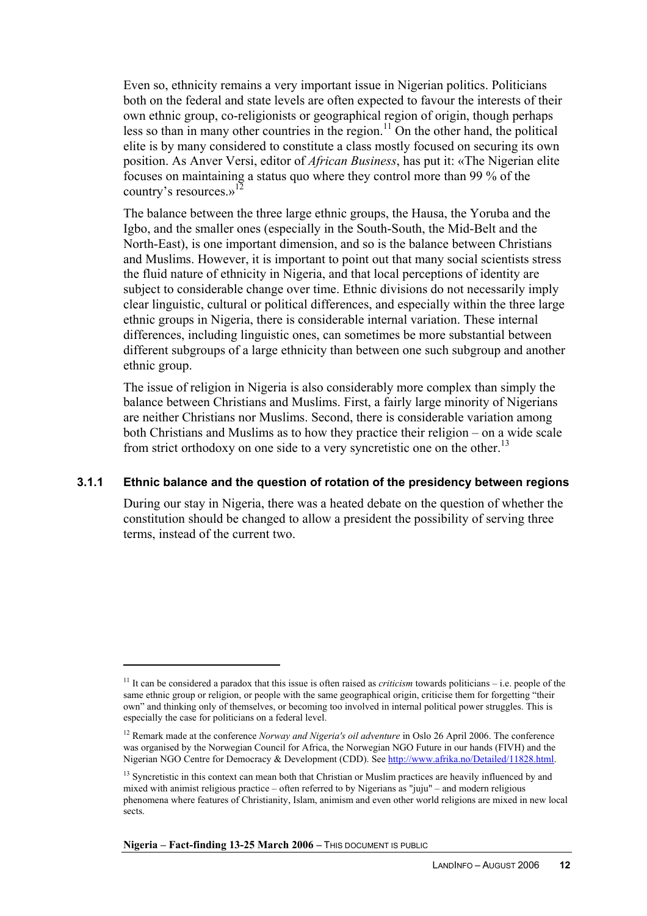Even so, ethnicity remains a very important issue in Nigerian politics. Politicians both on the federal and state levels are often expected to favour the interests of their own ethnic group, co-religionists or geographical region of origin, though perhaps less so than in many other countries in the region.[11] On the other hand, the political elite is by many considered to constitute a class mostly focused on securing its own position. As Anver Versi, editor of *African Business*, has put it: «The Nigerian elite focuses on maintaining a status quo where they control more than 99 % of the country's resources.»[12]

The balance between the three large ethnic groups, the Hausa, the Yoruba and the Igbo, and the smaller ones (especially in the South-South, the Mid-Belt and the North-East), is one important dimension, and so is the balance between Christians and Muslims. However, it is important to point out that many social scientists stress the fluid nature of ethnicity in Nigeria, and that local perceptions of identity are subject to considerable change over time. Ethnic divisions do not necessarily imply clear linguistic, cultural or political differences, and especially within the three large ethnic groups in Nigeria, there is considerable internal variation. These internal differences, including linguistic ones, can sometimes be more substantial between different subgroups of a large ethnicity than between one such subgroup and another ethnic group.

The issue of religion in Nigeria is also considerably more complex than simply the balance between Christians and Muslims. First, a fairly large minority of Nigerians are neither Christians nor Muslims. Second, there is considerable variation among both Christians and Muslims as to how they practice their religion – on a wide scale from strict orthodoxy on one side to a very syncretistic one on the other.[13]

### 3.1.1 Ethnic balance and the question of rotation of the presidency between regions

During our stay in Nigeria, there was a heated debate on the question of whether the constitution should be changed to allow a president the possibility of serving three terms, instead of the current two.

---

[11] It can be considered a paradox that this issue is often raised as *criticism* towards politicians – i.e. people of the same ethnic group or religion, or people with the same geographical origin, criticise them for forgetting "their own" and thinking only of themselves, or becoming too involved in internal political power struggles. This is especially the case for politicians on a federal level.

[12] Remark made at the conference *Norway and Nigeria's oil adventure* in Oslo 26 April 2006. The conference was organised by the Norwegian Council for Africa, the Norwegian NGO Future in our hands (FIVH) and the Nigerian NGO Centre for Democracy & Development (CDD). See http://www.afrika.no/Detailed/11828.html.

[13] Syncretistic in this context can mean both that Christian or Muslim practices are heavily influenced by and mixed with animist religious practice – often referred to by Nigerians as "juju" – and modern religious phenomena where features of Christianity, Islam, animism and even other world religions are mixed in new local sects.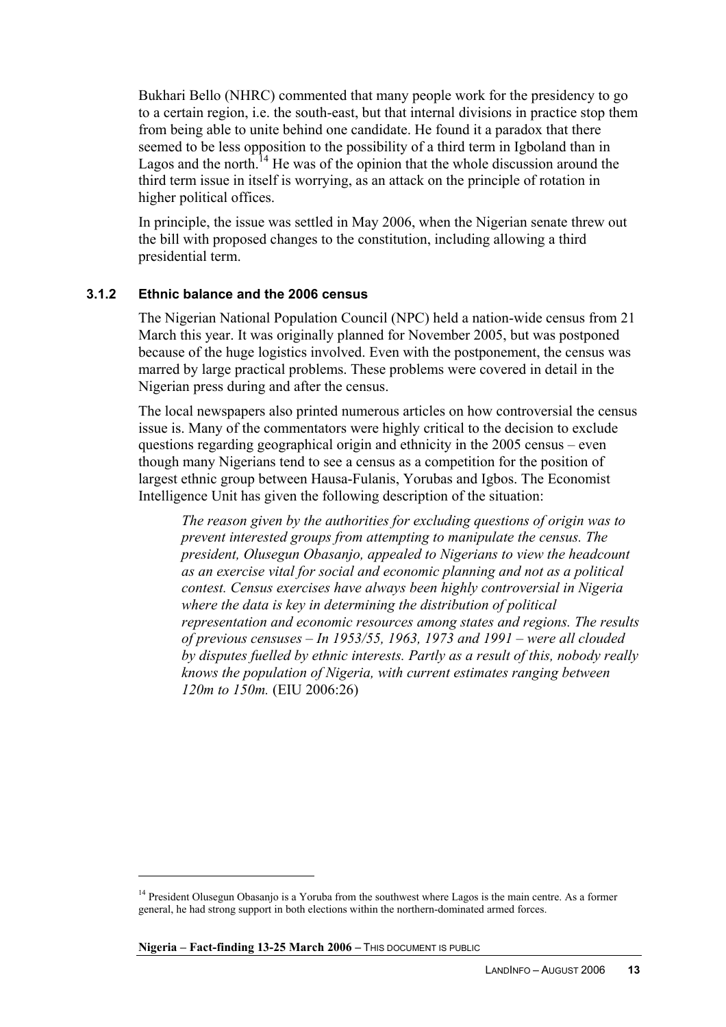Bukhari Bello (NHRC) commented that many people work for the presidency to go to a certain region, i.e. the south-east, but that internal divisions in practice stop them from being able to unite behind one candidate. He found it a paradox that there seemed to be less opposition to the possibility of a third term in Igboland than in Lagos and the north.[14] He was of the opinion that the whole discussion around the third term issue in itself is worrying, as an attack on the principle of rotation in higher political offices.

In principle, the issue was settled in May 2006, when the Nigerian senate threw out the bill with proposed changes to the constitution, including allowing a third presidential term.

### 3.1.2 Ethnic balance and the 2006 census

The Nigerian National Population Council (NPC) held a nation-wide census from 21 March this year. It was originally planned for November 2005, but was postponed because of the huge logistics involved. Even with the postponement, the census was marred by large practical problems. These problems were covered in detail in the Nigerian press during and after the census.

The local newspapers also printed numerous articles on how controversial the census issue is. Many of the commentators were highly critical to the decision to exclude questions regarding geographical origin and ethnicity in the 2005 census – even though many Nigerians tend to see a census as a competition for the position of largest ethnic group between Hausa-Fulanis, Yorubas and Igbos. The Economist Intelligence Unit has given the following description of the situation:

> *The reason given by the authorities for excluding questions of origin was to prevent interested groups from attempting to manipulate the census. The president, Olusegun Obasanjo, appealed to Nigerians to view the headcount as an exercise vital for social and economic planning and not as a political contest. Census exercises have always been highly controversial in Nigeria where the data is key in determining the distribution of political representation and economic resources among states and regions. The results of previous censuses – In 1953/55, 1963, 1973 and 1991 – were all clouded by disputes fuelled by ethnic interests. Partly as a result of this, nobody really knows the population of Nigeria, with current estimates ranging between 120m to 150m.* (EIU 2006:26)

[14] President Olusegun Obasanjo is a Yoruba from the southwest where Lagos is the main centre. As a former general, he had strong support in both elections within the northern-dominated armed forces.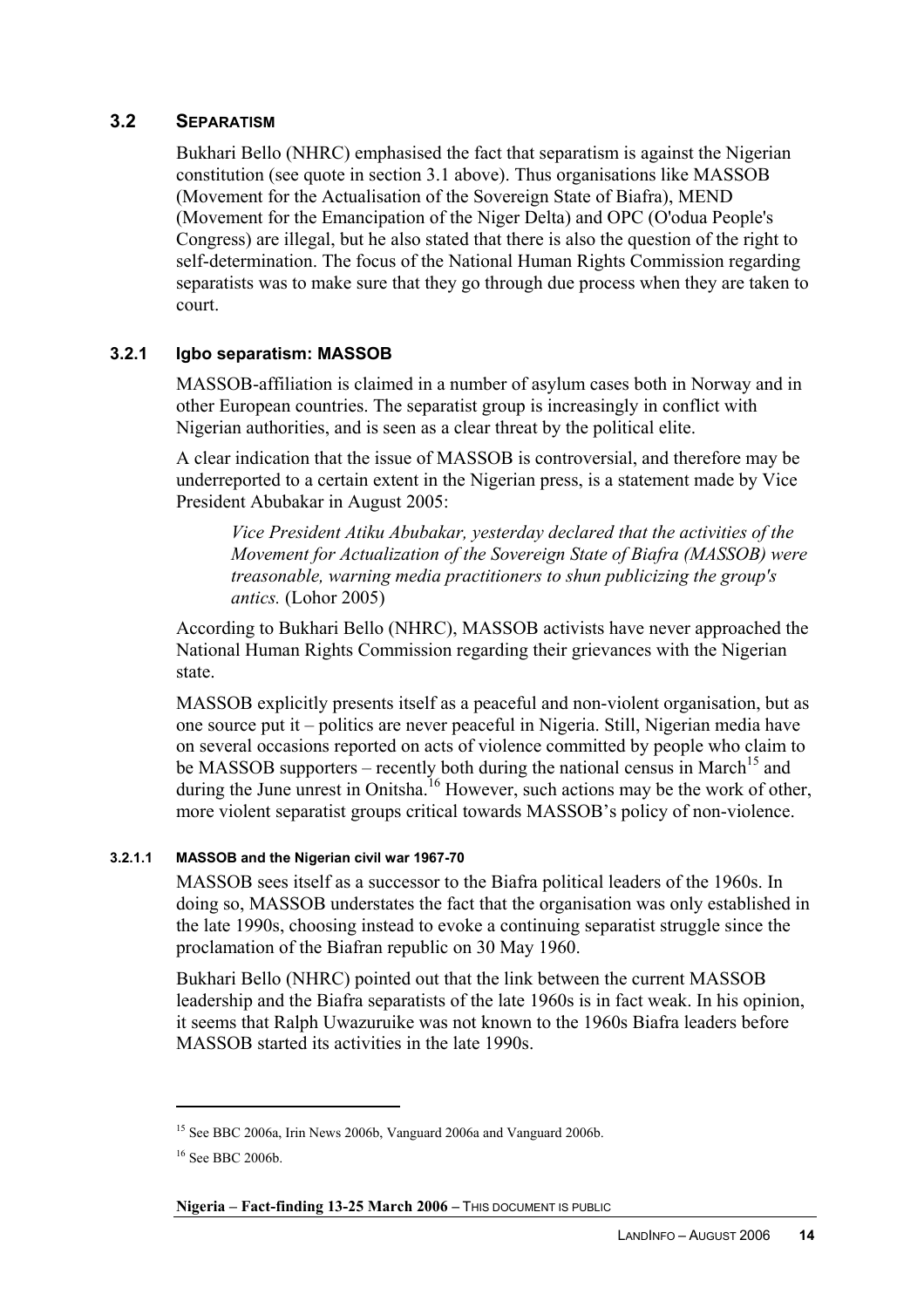## 3.2 SEPARATISM

Bukhari Bello (NHRC) emphasised the fact that separatism is against the Nigerian constitution (see quote in section 3.1 above). Thus organisations like MASSOB (Movement for the Actualisation of the Sovereign State of Biafra), MEND (Movement for the Emancipation of the Niger Delta) and OPC (O'odua People's Congress) are illegal, but he also stated that there is also the question of the right to self-determination. The focus of the National Human Rights Commission regarding separatists was to make sure that they go through due process when they are taken to court.

### 3.2.1 Igbo separatism: MASSOB

MASSOB-affiliation is claimed in a number of asylum cases both in Norway and in other European countries. The separatist group is increasingly in conflict with Nigerian authorities, and is seen as a clear threat by the political elite.

A clear indication that the issue of MASSOB is controversial, and therefore may be underreported to a certain extent in the Nigerian press, is a statement made by Vice President Abubakar in August 2005:

> *Vice President Atiku Abubakar, yesterday declared that the activities of the Movement for Actualization of the Sovereign State of Biafra (MASSOB) were treasonable, warning media practitioners to shun publicizing the group's antics.* (Lohor 2005)

According to Bukhari Bello (NHRC), MASSOB activists have never approached the National Human Rights Commission regarding their grievances with the Nigerian state.

MASSOB explicitly presents itself as a peaceful and non-violent organisation, but as one source put it – politics are never peaceful in Nigeria. Still, Nigerian media have on several occasions reported on acts of violence committed by people who claim to be MASSOB supporters – recently both during the national census in March[15] and during the June unrest in Onitsha.[16] However, such actions may be the work of other, more violent separatist groups critical towards MASSOB's policy of non-violence.

#### 3.2.1.1 MASSOB and the Nigerian civil war 1967-70

MASSOB sees itself as a successor to the Biafra political leaders of the 1960s. In doing so, MASSOB understates the fact that the organisation was only established in the late 1990s, choosing instead to evoke a continuing separatist struggle since the proclamation of the Biafran republic on 30 May 1960.

Bukhari Bello (NHRC) pointed out that the link between the current MASSOB leadership and the Biafra separatists of the late 1960s is in fact weak. In his opinion, it seems that Ralph Uwazuruike was not known to the 1960s Biafra leaders before MASSOB started its activities in the late 1990s.

---

[15] See BBC 2006a, Irin News 2006b, Vanguard 2006a and Vanguard 2006b.

[16] See BBC 2006b.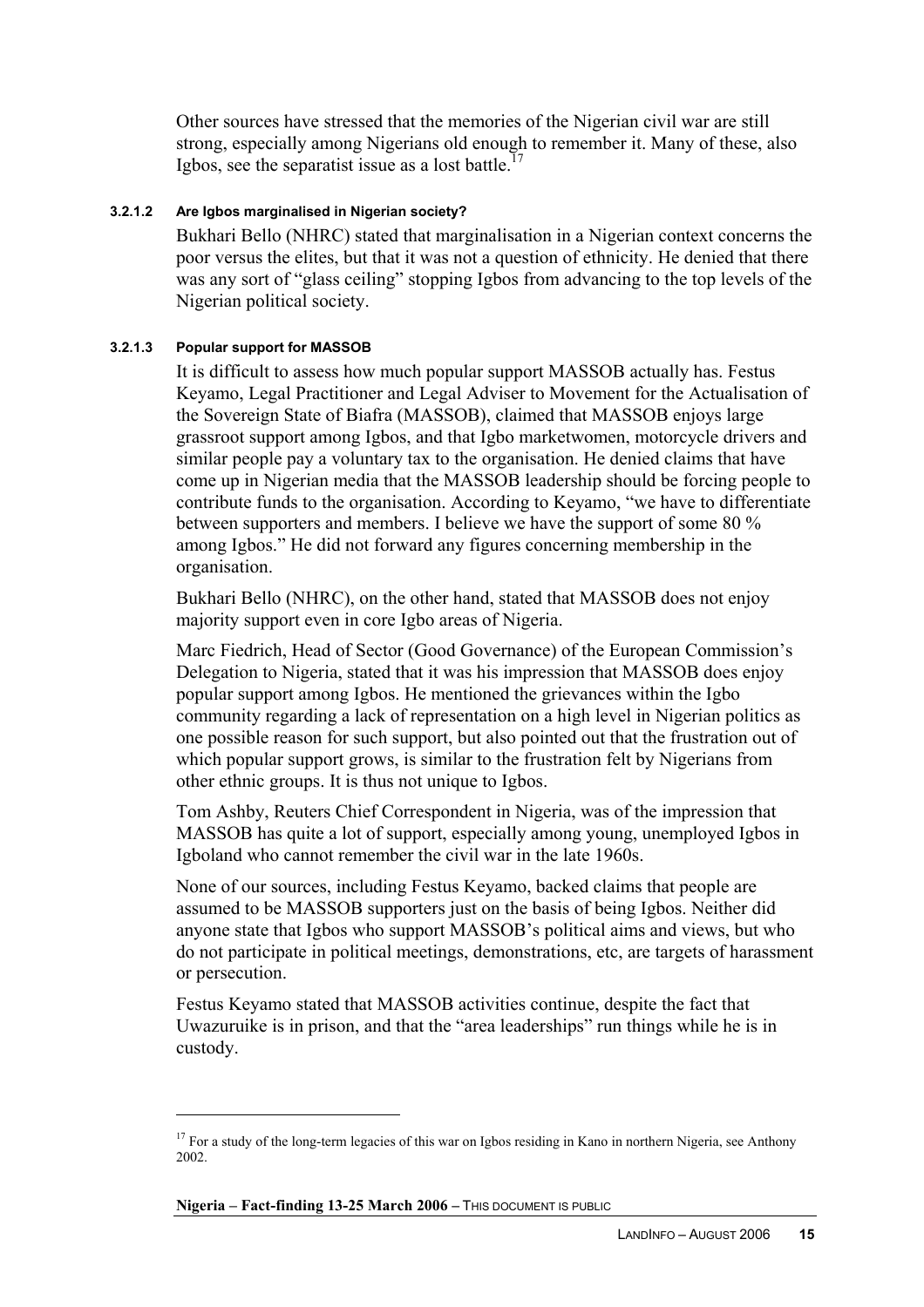Other sources have stressed that the memories of the Nigerian civil war are still strong, especially among Nigerians old enough to remember it. Many of these, also Igbos, see the separatist issue as a lost battle.[17]

#### 3.2.1.2 Are Igbos marginalised in Nigerian society?

Bukhari Bello (NHRC) stated that marginalisation in a Nigerian context concerns the poor versus the elites, but that it was not a question of ethnicity. He denied that there was any sort of "glass ceiling" stopping Igbos from advancing to the top levels of the Nigerian political society.

#### 3.2.1.3 Popular support for MASSOB

It is difficult to assess how much popular support MASSOB actually has. Festus Keyamo, Legal Practitioner and Legal Adviser to Movement for the Actualisation of the Sovereign State of Biafra (MASSOB), claimed that MASSOB enjoys large grassroot support among Igbos, and that Igbo marketwomen, motorcycle drivers and similar people pay a voluntary tax to the organisation. He denied claims that have come up in Nigerian media that the MASSOB leadership should be forcing people to contribute funds to the organisation. According to Keyamo, "we have to differentiate between supporters and members. I believe we have the support of some 80 % among Igbos." He did not forward any figures concerning membership in the organisation.

Bukhari Bello (NHRC), on the other hand, stated that MASSOB does not enjoy majority support even in core Igbo areas of Nigeria.

Marc Fiedrich, Head of Sector (Good Governance) of the European Commission's Delegation to Nigeria, stated that it was his impression that MASSOB does enjoy popular support among Igbos. He mentioned the grievances within the Igbo community regarding a lack of representation on a high level in Nigerian politics as one possible reason for such support, but also pointed out that the frustration out of which popular support grows, is similar to the frustration felt by Nigerians from other ethnic groups. It is thus not unique to Igbos.

Tom Ashby, Reuters Chief Correspondent in Nigeria, was of the impression that MASSOB has quite a lot of support, especially among young, unemployed Igbos in Igboland who cannot remember the civil war in the late 1960s.

None of our sources, including Festus Keyamo, backed claims that people are assumed to be MASSOB supporters just on the basis of being Igbos. Neither did anyone state that Igbos who support MASSOB's political aims and views, but who do not participate in political meetings, demonstrations, etc, are targets of harassment or persecution.

Festus Keyamo stated that MASSOB activities continue, despite the fact that Uwazuruike is in prison, and that the "area leaderships" run things while he is in custody.

---

[17] For a study of the long-term legacies of this war on Igbos residing in Kano in northern Nigeria, see Anthony 2002.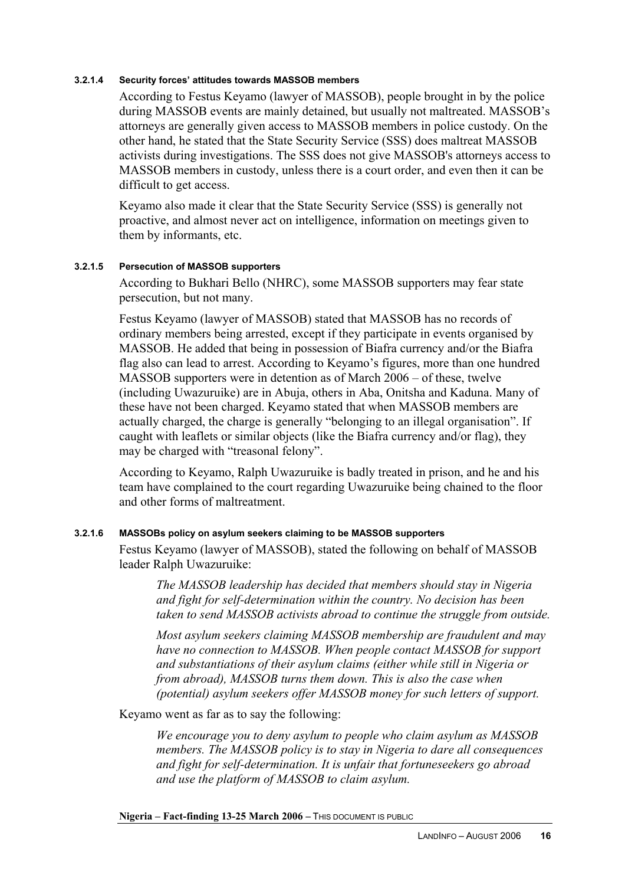#### 3.2.1.4 Security forces' attitudes towards MASSOB members

According to Festus Keyamo (lawyer of MASSOB), people brought in by the police during MASSOB events are mainly detained, but usually not maltreated. MASSOB's attorneys are generally given access to MASSOB members in police custody. On the other hand, he stated that the State Security Service (SSS) does maltreat MASSOB activists during investigations. The SSS does not give MASSOB's attorneys access to MASSOB members in custody, unless there is a court order, and even then it can be difficult to get access.

Keyamo also made it clear that the State Security Service (SSS) is generally not proactive, and almost never act on intelligence, information on meetings given to them by informants, etc.

#### 3.2.1.5 Persecution of MASSOB supporters

According to Bukhari Bello (NHRC), some MASSOB supporters may fear state persecution, but not many.

Festus Keyamo (lawyer of MASSOB) stated that MASSOB has no records of ordinary members being arrested, except if they participate in events organised by MASSOB. He added that being in possession of Biafra currency and/or the Biafra flag also can lead to arrest. According to Keyamo's figures, more than one hundred MASSOB supporters were in detention as of March 2006 – of these, twelve (including Uwazuruike) are in Abuja, others in Aba, Onitsha and Kaduna. Many of these have not been charged. Keyamo stated that when MASSOB members are actually charged, the charge is generally "belonging to an illegal organisation". If caught with leaflets or similar objects (like the Biafra currency and/or flag), they may be charged with "treasonal felony".

According to Keyamo, Ralph Uwazuruike is badly treated in prison, and he and his team have complained to the court regarding Uwazuruike being chained to the floor and other forms of maltreatment.

#### 3.2.1.6 MASSOBs policy on asylum seekers claiming to be MASSOB supporters

Festus Keyamo (lawyer of MASSOB), stated the following on behalf of MASSOB leader Ralph Uwazuruike:

> *The MASSOB leadership has decided that members should stay in Nigeria and fight for self-determination within the country. No decision has been taken to send MASSOB activists abroad to continue the struggle from outside.*
>
> *Most asylum seekers claiming MASSOB membership are fraudulent and may have no connection to MASSOB. When people contact MASSOB for support and substantiations of their asylum claims (either while still in Nigeria or from abroad), MASSOB turns them down. This is also the case when (potential) asylum seekers offer MASSOB money for such letters of support.*

Keyamo went as far as to say the following:

> *We encourage you to deny asylum to people who claim asylum as MASSOB members. The MASSOB policy is to stay in Nigeria to dare all consequences and fight for self-determination. It is unfair that fortuneseekers go abroad and use the platform of MASSOB to claim asylum.*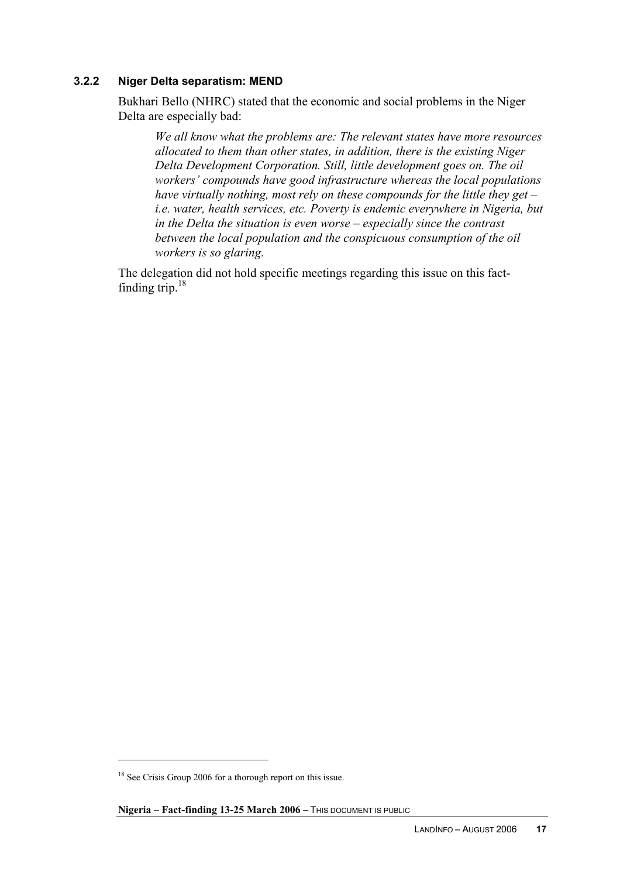### 3.2.2 Niger Delta separatism: MEND

Bukhari Bello (NHRC) stated that the economic and social problems in the Niger Delta are especially bad:

> *We all know what the problems are: The relevant states have more resources allocated to them than other states, in addition, there is the existing Niger Delta Development Corporation. Still, little development goes on. The oil workers' compounds have good infrastructure whereas the local populations have virtually nothing, most rely on these compounds for the little they get – i.e. water, health services, etc. Poverty is endemic everywhere in Nigeria, but in the Delta the situation is even worse – especially since the contrast between the local population and the conspicuous consumption of the oil workers is so glaring.*

The delegation did not hold specific meetings regarding this issue on this fact-finding trip.[18]

---

[18] See Crisis Group 2006 for a thorough report on this issue.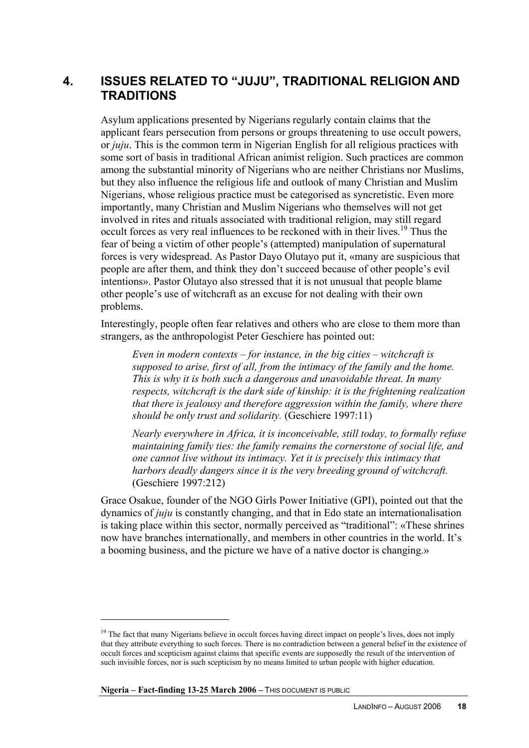## 4. ISSUES RELATED TO "JUJU", TRADITIONAL RELIGION AND TRADITIONS

Asylum applications presented by Nigerians regularly contain claims that the applicant fears persecution from persons or groups threatening to use occult powers, or *juju*. This is the common term in Nigerian English for all religious practices with some sort of basis in traditional African animist religion. Such practices are common among the substantial minority of Nigerians who are neither Christians nor Muslims, but they also influence the religious life and outlook of many Christian and Muslim Nigerians, whose religious practice must be categorised as syncretistic. Even more importantly, many Christian and Muslim Nigerians who themselves will not get involved in rites and rituals associated with traditional religion, may still regard occult forces as very real influences to be reckoned with in their lives.[19] Thus the fear of being a victim of other people's (attempted) manipulation of supernatural forces is very widespread. As Pastor Dayo Olutayo put it, «many are suspicious that people are after them, and think they don't succeed because of other people's evil intentions». Pastor Olutayo also stressed that it is not unusual that people blame other people's use of witchcraft as an excuse for not dealing with their own problems.

Interestingly, people often fear relatives and others who are close to them more than strangers, as the anthropologist Peter Geschiere has pointed out:

> *Even in modern contexts – for instance, in the big cities – witchcraft is supposed to arise, first of all, from the intimacy of the family and the home. This is why it is both such a dangerous and unavoidable threat. In many respects, witchcraft is the dark side of kinship: it is the frightening realization that there is jealousy and therefore aggression within the family, where there should be only trust and solidarity.* (Geschiere 1997:11)
>
> *Nearly everywhere in Africa, it is inconceivable, still today, to formally refuse maintaining family ties: the family remains the cornerstone of social life, and one cannot live without its intimacy. Yet it is precisely this intimacy that harbors deadly dangers since it is the very breeding ground of witchcraft.* (Geschiere 1997:212)

Grace Osakue, founder of the NGO Girls Power Initiative (GPI), pointed out that the dynamics of *juju* is constantly changing, and that in Edo state an internationalisation is taking place within this sector, normally perceived as "traditional": «These shrines now have branches internationally, and members in other countries in the world. It's a booming business, and the picture we have of a native doctor is changing.»

---

[19] The fact that many Nigerians believe in occult forces having direct impact on people's lives, does not imply that they attribute everything to such forces. There is no contradiction between a general belief in the existence of occult forces and scepticism against claims that specific events are supposedly the result of the intervention of such invisible forces, nor is such scepticism by no means limited to urban people with higher education.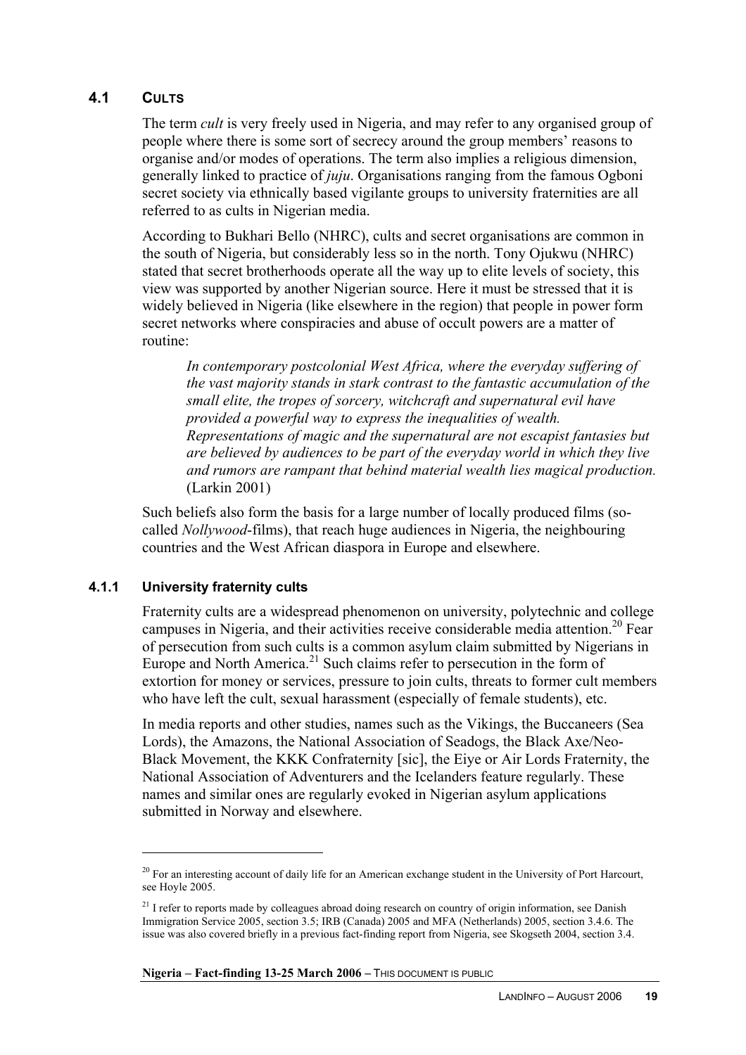## 4.1 CULTS

The term *cult* is very freely used in Nigeria, and may refer to any organised group of people where there is some sort of secrecy around the group members' reasons to organise and/or modes of operations. The term also implies a religious dimension, generally linked to practice of *juju*. Organisations ranging from the famous Ogboni secret society via ethnically based vigilante groups to university fraternities are all referred to as cults in Nigerian media.

According to Bukhari Bello (NHRC), cults and secret organisations are common in the south of Nigeria, but considerably less so in the north. Tony Ojukwu (NHRC) stated that secret brotherhoods operate all the way up to elite levels of society, this view was supported by another Nigerian source. Here it must be stressed that it is widely believed in Nigeria (like elsewhere in the region) that people in power form secret networks where conspiracies and abuse of occult powers are a matter of routine:

> *In contemporary postcolonial West Africa, where the everyday suffering of the vast majority stands in stark contrast to the fantastic accumulation of the small elite, the tropes of sorcery, witchcraft and supernatural evil have provided a powerful way to express the inequalities of wealth. Representations of magic and the supernatural are not escapist fantasies but are believed by audiences to be part of the everyday world in which they live and rumors are rampant that behind material wealth lies magical production.* (Larkin 2001)

Such beliefs also form the basis for a large number of locally produced films (so-called *Nollywood*-films), that reach huge audiences in Nigeria, the neighbouring countries and the West African diaspora in Europe and elsewhere.

### 4.1.1 University fraternity cults

Fraternity cults are a widespread phenomenon on university, polytechnic and college campuses in Nigeria, and their activities receive considerable media attention.[20] Fear of persecution from such cults is a common asylum claim submitted by Nigerians in Europe and North America.[21] Such claims refer to persecution in the form of extortion for money or services, pressure to join cults, threats to former cult members who have left the cult, sexual harassment (especially of female students), etc.

In media reports and other studies, names such as the Vikings, the Buccaneers (Sea Lords), the Amazons, the National Association of Seadogs, the Black Axe/Neo-Black Movement, the KKK Confraternity [sic], the Eiye or Air Lords Fraternity, the National Association of Adventurers and the Icelanders feature regularly. These names and similar ones are regularly evoked in Nigerian asylum applications submitted in Norway and elsewhere.

---

[20] For an interesting account of daily life for an American exchange student in the University of Port Harcourt, see Hoyle 2005.

[21] I refer to reports made by colleagues abroad doing research on country of origin information, see Danish Immigration Service 2005, section 3.5; IRB (Canada) 2005 and MFA (Netherlands) 2005, section 3.4.6. The issue was also covered briefly in a previous fact-finding report from Nigeria, see Skogseth 2004, section 3.4.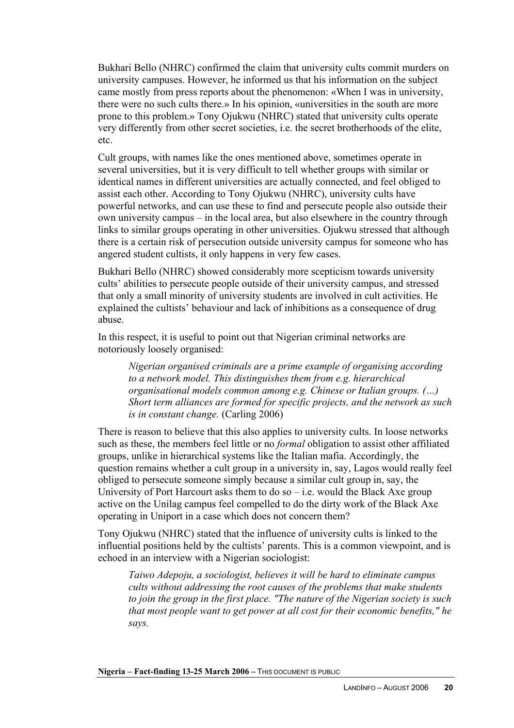Bukhari Bello (NHRC) confirmed the claim that university cults commit murders on university campuses. However, he informed us that his information on the subject came mostly from press reports about the phenomenon: «When I was in university, there were no such cults there.» In his opinion, «universities in the south are more prone to this problem.» Tony Ojukwu (NHRC) stated that university cults operate very differently from other secret societies, i.e. the secret brotherhoods of the elite, etc.

Cult groups, with names like the ones mentioned above, sometimes operate in several universities, but it is very difficult to tell whether groups with similar or identical names in different universities are actually connected, and feel obliged to assist each other. According to Tony Ojukwu (NHRC), university cults have powerful networks, and can use these to find and persecute people also outside their own university campus – in the local area, but also elsewhere in the country through links to similar groups operating in other universities. Ojukwu stressed that although there is a certain risk of persecution outside university campus for someone who has angered student cultists, it only happens in very few cases.

Bukhari Bello (NHRC) showed considerably more scepticism towards university cults' abilities to persecute people outside of their university campus, and stressed that only a small minority of university students are involved in cult activities. He explained the cultists' behaviour and lack of inhibitions as a consequence of drug abuse.

In this respect, it is useful to point out that Nigerian criminal networks are notoriously loosely organised:

> *Nigerian organised criminals are a prime example of organising according to a network model. This distinguishes them from e.g. hierarchical organisational models common among e.g. Chinese or Italian groups. (…) Short term alliances are formed for specific projects, and the network as such is in constant change.* (Carling 2006)

There is reason to believe that this also applies to university cults. In loose networks such as these, the members feel little or no *formal* obligation to assist other affiliated groups, unlike in hierarchical systems like the Italian mafia. Accordingly, the question remains whether a cult group in a university in, say, Lagos would really feel obliged to persecute someone simply because a similar cult group in, say, the University of Port Harcourt asks them to do so – i.e. would the Black Axe group active on the Unilag campus feel compelled to do the dirty work of the Black Axe operating in Uniport in a case which does not concern them?

Tony Ojukwu (NHRC) stated that the influence of university cults is linked to the influential positions held by the cultists' parents. This is a common viewpoint, and is echoed in an interview with a Nigerian sociologist:

> *Taiwo Adepoju, a sociologist, believes it will be hard to eliminate campus cults without addressing the root causes of the problems that make students to join the group in the first place. "The nature of the Nigerian society is such that most people want to get power at all cost for their economic benefits," he says.*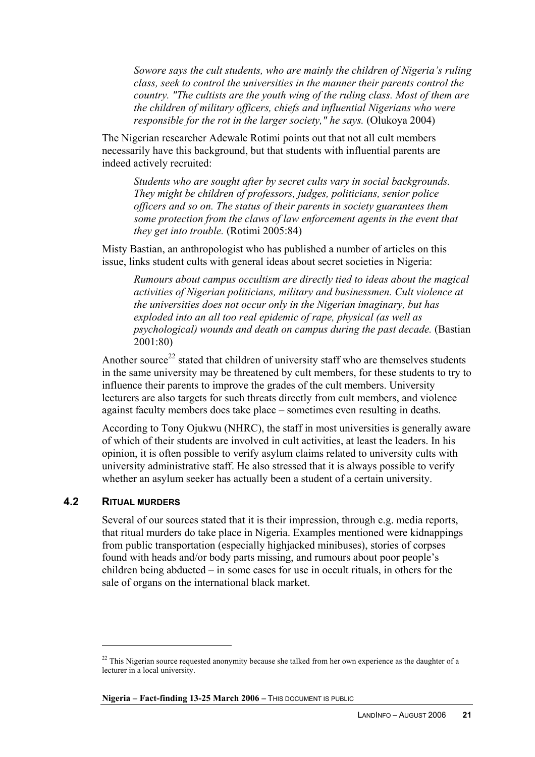*Sowore says the cult students, who are mainly the children of Nigeria's ruling class, seek to control the universities in the manner their parents control the country. "The cultists are the youth wing of the ruling class. Most of them are the children of military officers, chiefs and influential Nigerians who were responsible for the rot in the larger society," he says.* (Olukoya 2004)

The Nigerian researcher Adewale Rotimi points out that not all cult members necessarily have this background, but that students with influential parents are indeed actively recruited:

*Students who are sought after by secret cults vary in social backgrounds. They might be children of professors, judges, politicians, senior police officers and so on. The status of their parents in society guarantees them some protection from the claws of law enforcement agents in the event that they get into trouble.* (Rotimi 2005:84)

Misty Bastian, an anthropologist who has published a number of articles on this issue, links student cults with general ideas about secret societies in Nigeria:

*Rumours about campus occultism are directly tied to ideas about the magical activities of Nigerian politicians, military and businessmen. Cult violence at the universities does not occur only in the Nigerian imaginary, but has exploded into an all too real epidemic of rape, physical (as well as psychological) wounds and death on campus during the past decade.* (Bastian 2001:80)

Another source[22] stated that children of university staff who are themselves students in the same university may be threatened by cult members, for these students to try to influence their parents to improve the grades of the cult members. University lecturers are also targets for such threats directly from cult members, and violence against faculty members does take place – sometimes even resulting in deaths.

According to Tony Ojukwu (NHRC), the staff in most universities is generally aware of which of their students are involved in cult activities, at least the leaders. In his opinion, it is often possible to verify asylum claims related to university cults with university administrative staff. He also stressed that it is always possible to verify whether an asylum seeker has actually been a student of a certain university.

## 4.2 RITUAL MURDERS

Several of our sources stated that it is their impression, through e.g. media reports, that ritual murders do take place in Nigeria. Examples mentioned were kidnappings from public transportation (especially highjacked minibuses), stories of corpses found with heads and/or body parts missing, and rumours about poor people's children being abducted – in some cases for use in occult rituals, in others for the sale of organs on the international black market.

[22] This Nigerian source requested anonymity because she talked from her own experience as the daughter of a lecturer in a local university.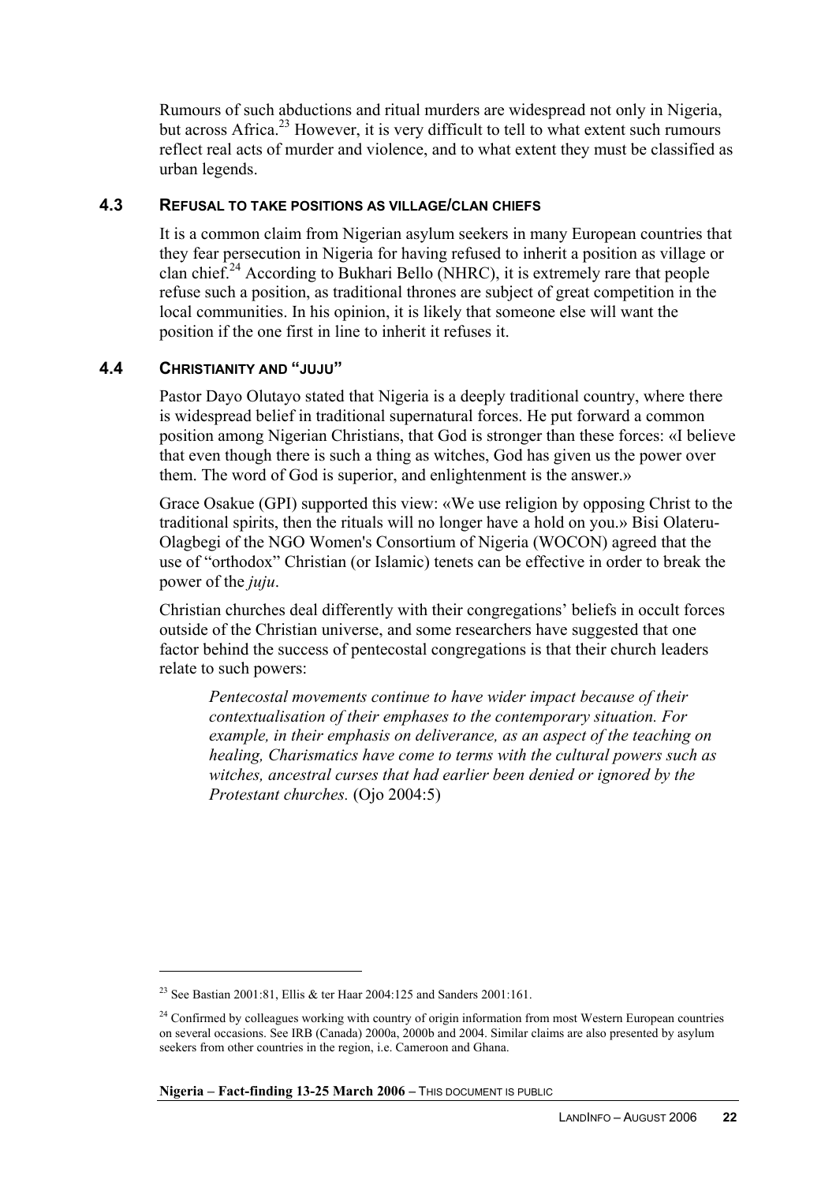Rumours of such abductions and ritual murders are widespread not only in Nigeria, but across Africa.[23] However, it is very difficult to tell to what extent such rumours reflect real acts of murder and violence, and to what extent they must be classified as urban legends.

### 4.3 REFUSAL TO TAKE POSITIONS AS VILLAGE/CLAN CHIEFS

It is a common claim from Nigerian asylum seekers in many European countries that they fear persecution in Nigeria for having refused to inherit a position as village or clan chief.[24] According to Bukhari Bello (NHRC), it is extremely rare that people refuse such a position, as traditional thrones are subject of great competition in the local communities. In his opinion, it is likely that someone else will want the position if the one first in line to inherit it refuses it.

### 4.4 CHRISTIANITY AND "JUJU"

Pastor Dayo Olutayo stated that Nigeria is a deeply traditional country, where there is widespread belief in traditional supernatural forces. He put forward a common position among Nigerian Christians, that God is stronger than these forces: «I believe that even though there is such a thing as witches, God has given us the power over them. The word of God is superior, and enlightenment is the answer.»

Grace Osakue (GPI) supported this view: «We use religion by opposing Christ to the traditional spirits, then the rituals will no longer have a hold on you.» Bisi Olateru-Olagbegi of the NGO Women's Consortium of Nigeria (WOCON) agreed that the use of "orthodox" Christian (or Islamic) tenets can be effective in order to break the power of the *juju*.

Christian churches deal differently with their congregations' beliefs in occult forces outside of the Christian universe, and some researchers have suggested that one factor behind the success of pentecostal congregations is that their church leaders relate to such powers:

> *Pentecostal movements continue to have wider impact because of their contextualisation of their emphases to the contemporary situation. For example, in their emphasis on deliverance, as an aspect of the teaching on healing, Charismatics have come to terms with the cultural powers such as witches, ancestral curses that had earlier been denied or ignored by the Protestant churches.* (Ojo 2004:5)

---

[23] See Bastian 2001:81, Ellis & ter Haar 2004:125 and Sanders 2001:161.

[24] Confirmed by colleagues working with country of origin information from most Western European countries on several occasions. See IRB (Canada) 2000a, 2000b and 2004. Similar claims are also presented by asylum seekers from other countries in the region, i.e. Cameroon and Ghana.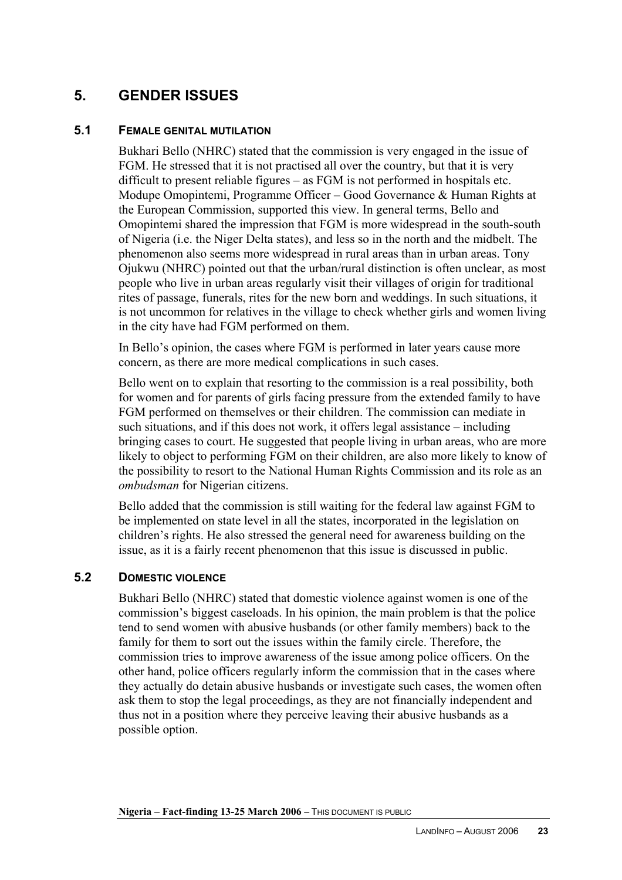# 5. GENDER ISSUES

## 5.1 FEMALE GENITAL MUTILATION

Bukhari Bello (NHRC) stated that the commission is very engaged in the issue of FGM. He stressed that it is not practised all over the country, but that it is very difficult to present reliable figures – as FGM is not performed in hospitals etc. Modupe Omopintemi, Programme Officer – Good Governance & Human Rights at the European Commission, supported this view. In general terms, Bello and Omopintemi shared the impression that FGM is more widespread in the south-south of Nigeria (i.e. the Niger Delta states), and less so in the north and the midbelt. The phenomenon also seems more widespread in rural areas than in urban areas. Tony Ojukwu (NHRC) pointed out that the urban/rural distinction is often unclear, as most people who live in urban areas regularly visit their villages of origin for traditional rites of passage, funerals, rites for the new born and weddings. In such situations, it is not uncommon for relatives in the village to check whether girls and women living in the city have had FGM performed on them.

In Bello's opinion, the cases where FGM is performed in later years cause more concern, as there are more medical complications in such cases.

Bello went on to explain that resorting to the commission is a real possibility, both for women and for parents of girls facing pressure from the extended family to have FGM performed on themselves or their children. The commission can mediate in such situations, and if this does not work, it offers legal assistance – including bringing cases to court. He suggested that people living in urban areas, who are more likely to object to performing FGM on their children, are also more likely to know of the possibility to resort to the National Human Rights Commission and its role as an *ombudsman* for Nigerian citizens.

Bello added that the commission is still waiting for the federal law against FGM to be implemented on state level in all the states, incorporated in the legislation on children's rights. He also stressed the general need for awareness building on the issue, as it is a fairly recent phenomenon that this issue is discussed in public.

## 5.2 DOMESTIC VIOLENCE

Bukhari Bello (NHRC) stated that domestic violence against women is one of the commission's biggest caseloads. In his opinion, the main problem is that the police tend to send women with abusive husbands (or other family members) back to the family for them to sort out the issues within the family circle. Therefore, the commission tries to improve awareness of the issue among police officers. On the other hand, police officers regularly inform the commission that in the cases where they actually do detain abusive husbands or investigate such cases, the women often ask them to stop the legal proceedings, as they are not financially independent and thus not in a position where they perceive leaving their abusive husbands as a possible option.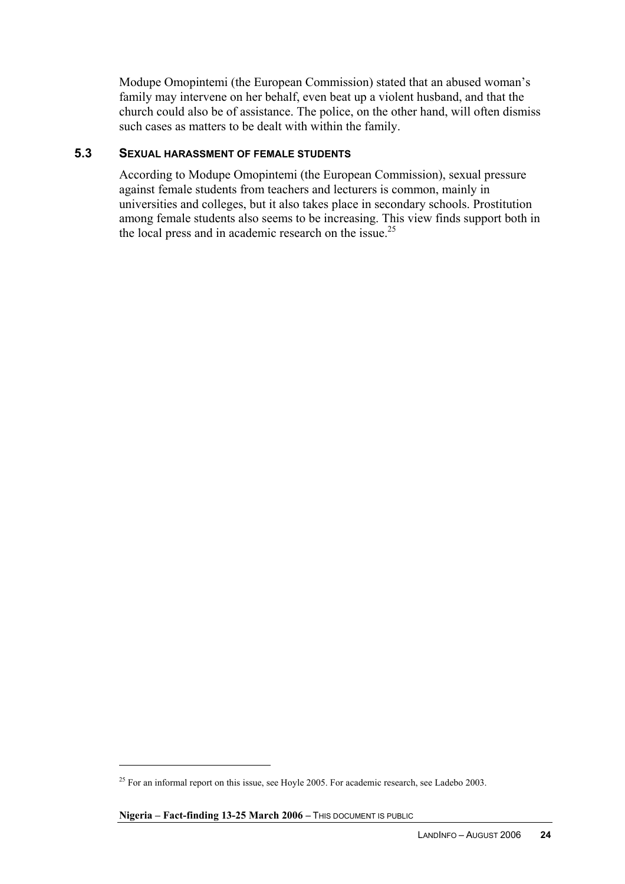Modupe Omopintemi (the European Commission) stated that an abused woman's family may intervene on her behalf, even beat up a violent husband, and that the church could also be of assistance. The police, on the other hand, will often dismiss such cases as matters to be dealt with within the family.

### 5.3 SEXUAL HARASSMENT OF FEMALE STUDENTS

According to Modupe Omopintemi (the European Commission), sexual pressure against female students from teachers and lecturers is common, mainly in universities and colleges, but it also takes place in secondary schools. Prostitution among female students also seems to be increasing. This view finds support both in the local press and in academic research on the issue.[25]

---

[25] For an informal report on this issue, see Hoyle 2005. For academic research, see Ladebo 2003.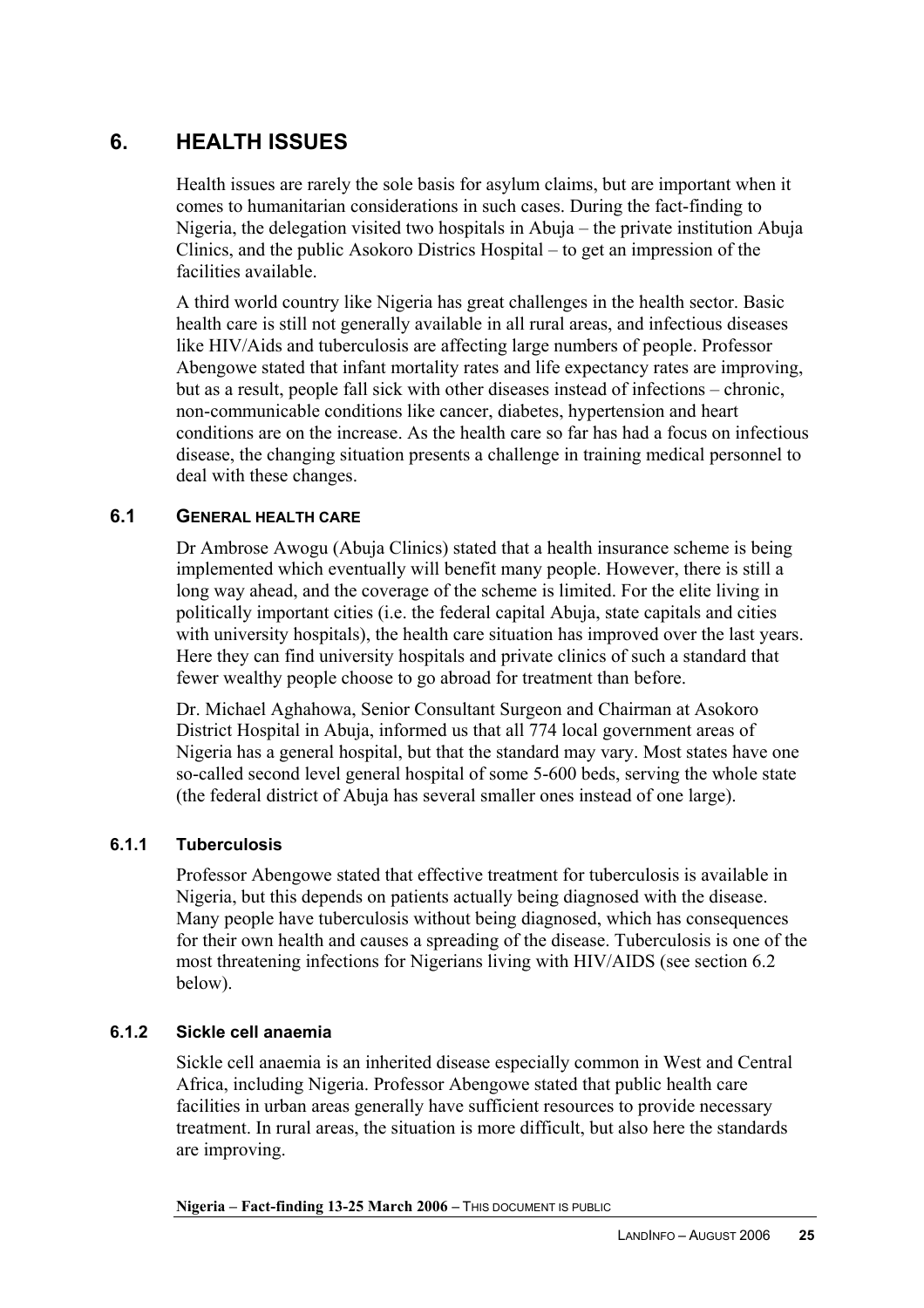# 6. HEALTH ISSUES

Health issues are rarely the sole basis for asylum claims, but are important when it comes to humanitarian considerations in such cases. During the fact-finding to Nigeria, the delegation visited two hospitals in Abuja – the private institution Abuja Clinics, and the public Asokoro Districs Hospital – to get an impression of the facilities available.

A third world country like Nigeria has great challenges in the health sector. Basic health care is still not generally available in all rural areas, and infectious diseases like HIV/Aids and tuberculosis are affecting large numbers of people. Professor Abengowe stated that infant mortality rates and life expectancy rates are improving, but as a result, people fall sick with other diseases instead of infections – chronic, non-communicable conditions like cancer, diabetes, hypertension and heart conditions are on the increase. As the health care so far has had a focus on infectious disease, the changing situation presents a challenge in training medical personnel to deal with these changes.

## 6.1 GENERAL HEALTH CARE

Dr Ambrose Awogu (Abuja Clinics) stated that a health insurance scheme is being implemented which eventually will benefit many people. However, there is still a long way ahead, and the coverage of the scheme is limited. For the elite living in politically important cities (i.e. the federal capital Abuja, state capitals and cities with university hospitals), the health care situation has improved over the last years. Here they can find university hospitals and private clinics of such a standard that fewer wealthy people choose to go abroad for treatment than before.

Dr. Michael Aghahowa, Senior Consultant Surgeon and Chairman at Asokoro District Hospital in Abuja, informed us that all 774 local government areas of Nigeria has a general hospital, but that the standard may vary. Most states have one so-called second level general hospital of some 5-600 beds, serving the whole state (the federal district of Abuja has several smaller ones instead of one large).

### 6.1.1 Tuberculosis

Professor Abengowe stated that effective treatment for tuberculosis is available in Nigeria, but this depends on patients actually being diagnosed with the disease. Many people have tuberculosis without being diagnosed, which has consequences for their own health and causes a spreading of the disease. Tuberculosis is one of the most threatening infections for Nigerians living with HIV/AIDS (see section 6.2 below).

### 6.1.2 Sickle cell anaemia

Sickle cell anaemia is an inherited disease especially common in West and Central Africa, including Nigeria. Professor Abengowe stated that public health care facilities in urban areas generally have sufficient resources to provide necessary treatment. In rural areas, the situation is more difficult, but also here the standards are improving.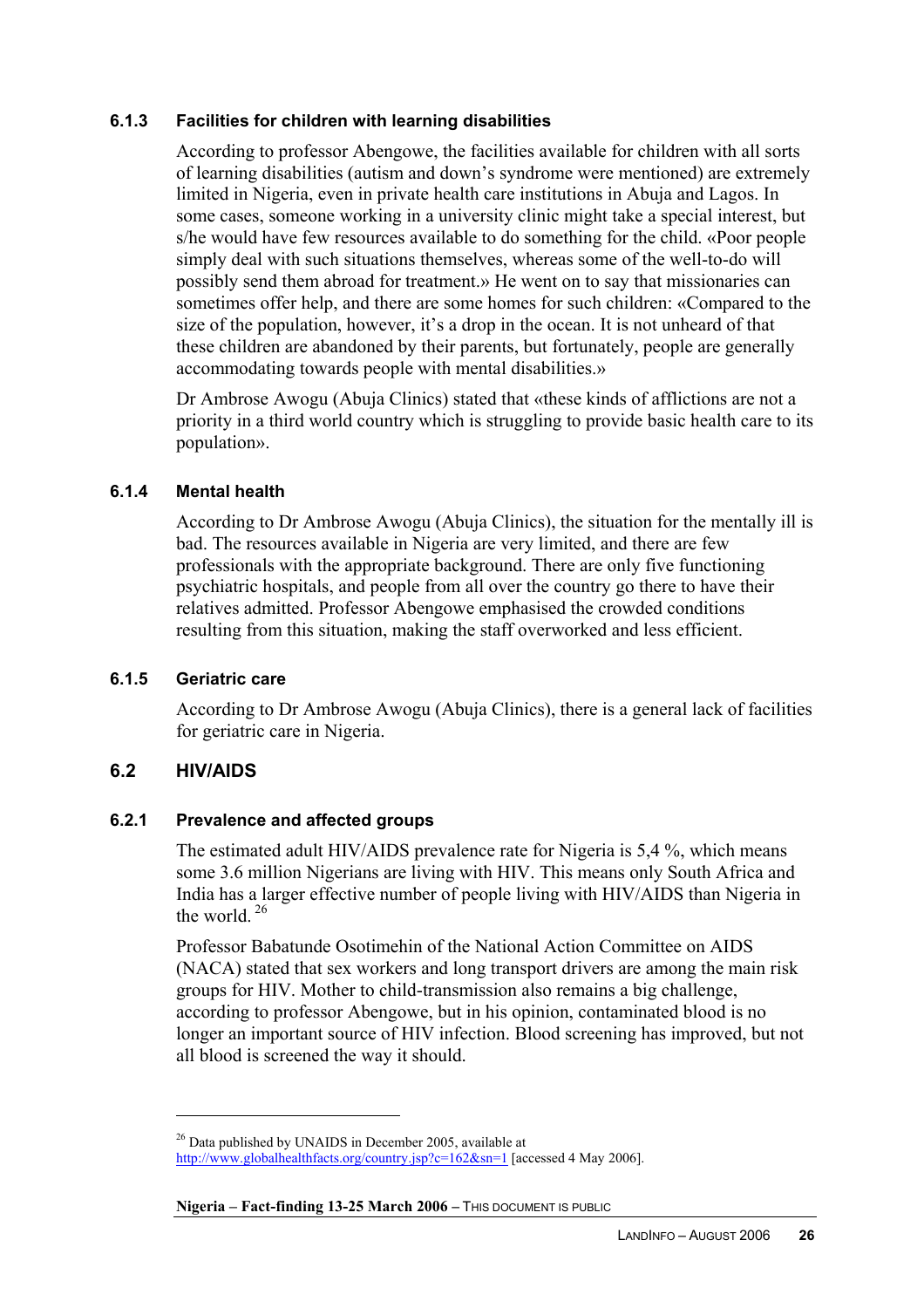### 6.1.3 Facilities for children with learning disabilities

According to professor Abengowe, the facilities available for children with all sorts of learning disabilities (autism and down's syndrome were mentioned) are extremely limited in Nigeria, even in private health care institutions in Abuja and Lagos. In some cases, someone working in a university clinic might take a special interest, but s/he would have few resources available to do something for the child. «Poor people simply deal with such situations themselves, whereas some of the well-to-do will possibly send them abroad for treatment.» He went on to say that missionaries can sometimes offer help, and there are some homes for such children: «Compared to the size of the population, however, it's a drop in the ocean. It is not unheard of that these children are abandoned by their parents, but fortunately, people are generally accommodating towards people with mental disabilities.»

Dr Ambrose Awogu (Abuja Clinics) stated that «these kinds of afflictions are not a priority in a third world country which is struggling to provide basic health care to its population».

### 6.1.4 Mental health

According to Dr Ambrose Awogu (Abuja Clinics), the situation for the mentally ill is bad. The resources available in Nigeria are very limited, and there are few professionals with the appropriate background. There are only five functioning psychiatric hospitals, and people from all over the country go there to have their relatives admitted. Professor Abengowe emphasised the crowded conditions resulting from this situation, making the staff overworked and less efficient.

### 6.1.5 Geriatric care

According to Dr Ambrose Awogu (Abuja Clinics), there is a general lack of facilities for geriatric care in Nigeria.

## 6.2 HIV/AIDS

### 6.2.1 Prevalence and affected groups

The estimated adult HIV/AIDS prevalence rate for Nigeria is 5,4 %, which means some 3.6 million Nigerians are living with HIV. This means only South Africa and India has a larger effective number of people living with HIV/AIDS than Nigeria in the world. [26]

Professor Babatunde Osotimehin of the National Action Committee on AIDS (NACA) stated that sex workers and long transport drivers are among the main risk groups for HIV. Mother to child-transmission also remains a big challenge, according to professor Abengowe, but in his opinion, contaminated blood is no longer an important source of HIV infection. Blood screening has improved, but not all blood is screened the way it should.

---

[26] Data published by UNAIDS in December 2005, available at http://www.globalhealthfacts.org/country.jsp?c=162&sn=1 [accessed 4 May 2006].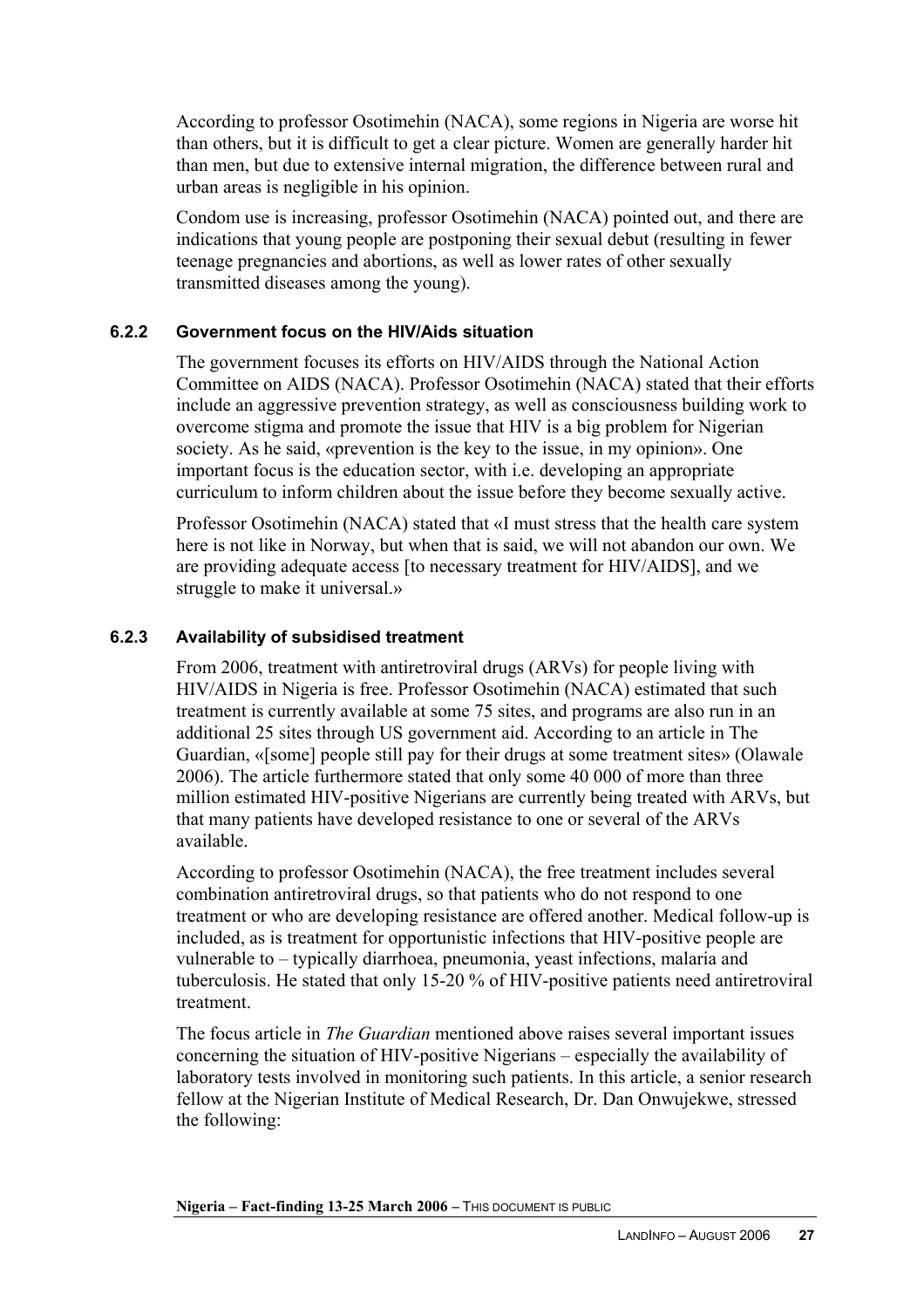According to professor Osotimehin (NACA), some regions in Nigeria are worse hit than others, but it is difficult to get a clear picture. Women are generally harder hit than men, but due to extensive internal migration, the difference between rural and urban areas is negligible in his opinion.

Condom use is increasing, professor Osotimehin (NACA) pointed out, and there are indications that young people are postponing their sexual debut (resulting in fewer teenage pregnancies and abortions, as well as lower rates of other sexually transmitted diseases among the young).

### 6.2.2 Government focus on the HIV/Aids situation

The government focuses its efforts on HIV/AIDS through the National Action Committee on AIDS (NACA). Professor Osotimehin (NACA) stated that their efforts include an aggressive prevention strategy, as well as consciousness building work to overcome stigma and promote the issue that HIV is a big problem for Nigerian society. As he said, «prevention is the key to the issue, in my opinion». One important focus is the education sector, with i.e. developing an appropriate curriculum to inform children about the issue before they become sexually active.

Professor Osotimehin (NACA) stated that «I must stress that the health care system here is not like in Norway, but when that is said, we will not abandon our own. We are providing adequate access [to necessary treatment for HIV/AIDS], and we struggle to make it universal.»

### 6.2.3 Availability of subsidised treatment

From 2006, treatment with antiretroviral drugs (ARVs) for people living with HIV/AIDS in Nigeria is free. Professor Osotimehin (NACA) estimated that such treatment is currently available at some 75 sites, and programs are also run in an additional 25 sites through US government aid. According to an article in The Guardian, «[some] people still pay for their drugs at some treatment sites» (Olawale 2006). The article furthermore stated that only some 40 000 of more than three million estimated HIV-positive Nigerians are currently being treated with ARVs, but that many patients have developed resistance to one or several of the ARVs available.

According to professor Osotimehin (NACA), the free treatment includes several combination antiretroviral drugs, so that patients who do not respond to one treatment or who are developing resistance are offered another. Medical follow-up is included, as is treatment for opportunistic infections that HIV-positive people are vulnerable to – typically diarrhoea, pneumonia, yeast infections, malaria and tuberculosis. He stated that only 15-20 % of HIV-positive patients need antiretroviral treatment.

The focus article in *The Guardian* mentioned above raises several important issues concerning the situation of HIV-positive Nigerians – especially the availability of laboratory tests involved in monitoring such patients. In this article, a senior research fellow at the Nigerian Institute of Medical Research, Dr. Dan Onwujekwe, stressed the following: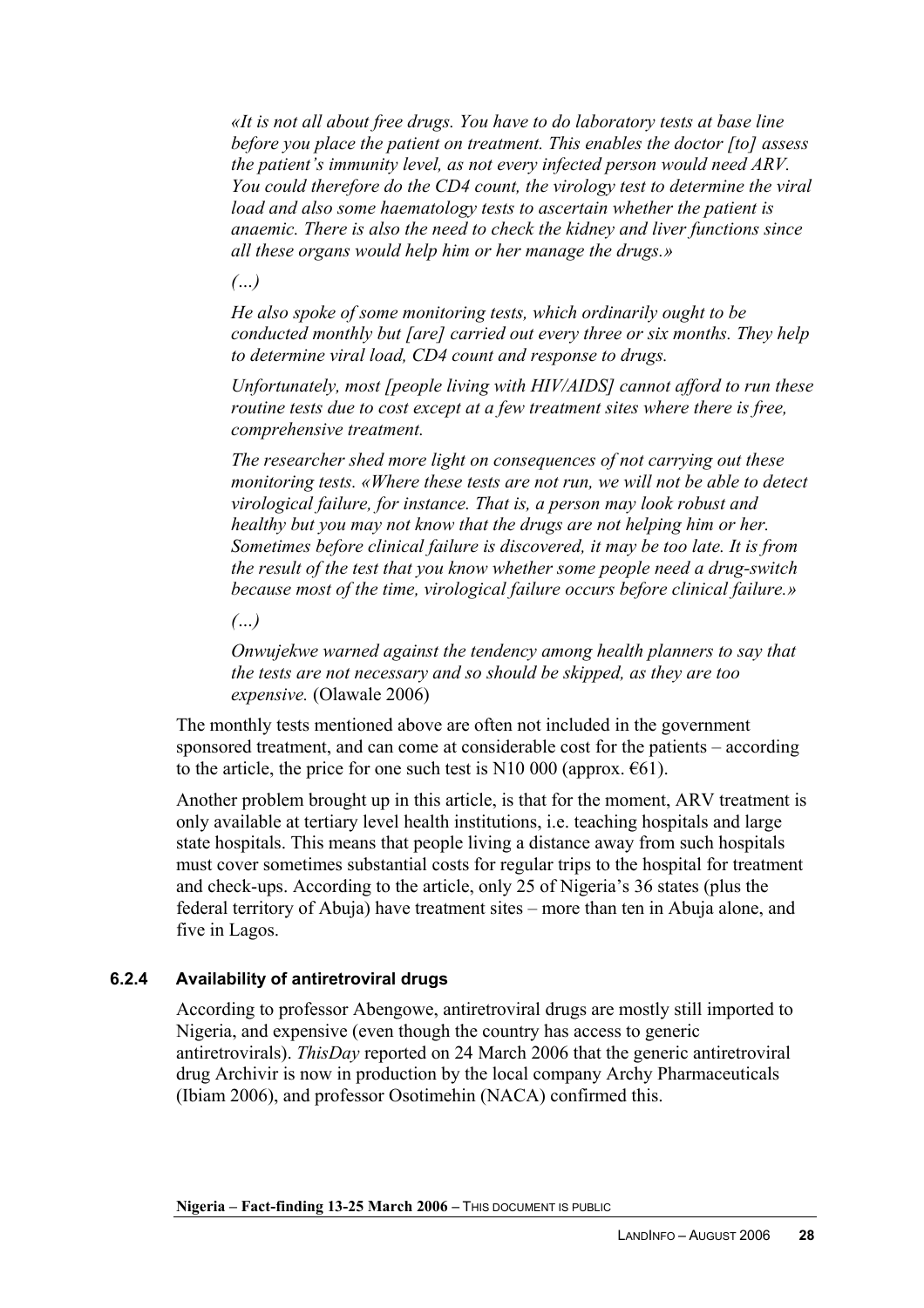*«It is not all about free drugs. You have to do laboratory tests at base line before you place the patient on treatment. This enables the doctor [to] assess the patient's immunity level, as not every infected person would need ARV. You could therefore do the CD4 count, the virology test to determine the viral load and also some haematology tests to ascertain whether the patient is anaemic. There is also the need to check the kidney and liver functions since all these organs would help him or her manage the drugs.»*

*(…)*

*He also spoke of some monitoring tests, which ordinarily ought to be conducted monthly but [are] carried out every three or six months. They help to determine viral load, CD4 count and response to drugs.*

*Unfortunately, most [people living with HIV/AIDS] cannot afford to run these routine tests due to cost except at a few treatment sites where there is free, comprehensive treatment.*

*The researcher shed more light on consequences of not carrying out these monitoring tests. «Where these tests are not run, we will not be able to detect virological failure, for instance. That is, a person may look robust and healthy but you may not know that the drugs are not helping him or her. Sometimes before clinical failure is discovered, it may be too late. It is from the result of the test that you know whether some people need a drug-switch because most of the time, virological failure occurs before clinical failure.»*

*(…)*

*Onwujekwe warned against the tendency among health planners to say that the tests are not necessary and so should be skipped, as they are too expensive.* (Olawale 2006)

The monthly tests mentioned above are often not included in the government sponsored treatment, and can come at considerable cost for the patients – according to the article, the price for one such test is N10 000 (approx. €61).

Another problem brought up in this article, is that for the moment, ARV treatment is only available at tertiary level health institutions, i.e. teaching hospitals and large state hospitals. This means that people living a distance away from such hospitals must cover sometimes substantial costs for regular trips to the hospital for treatment and check-ups. According to the article, only 25 of Nigeria's 36 states (plus the federal territory of Abuja) have treatment sites – more than ten in Abuja alone, and five in Lagos.

### 6.2.4 Availability of antiretroviral drugs

According to professor Abengowe, antiretroviral drugs are mostly still imported to Nigeria, and expensive (even though the country has access to generic antiretrovirals). *ThisDay* reported on 24 March 2006 that the generic antiretroviral drug Archivir is now in production by the local company Archy Pharmaceuticals (Ibiam 2006), and professor Osotimehin (NACA) confirmed this.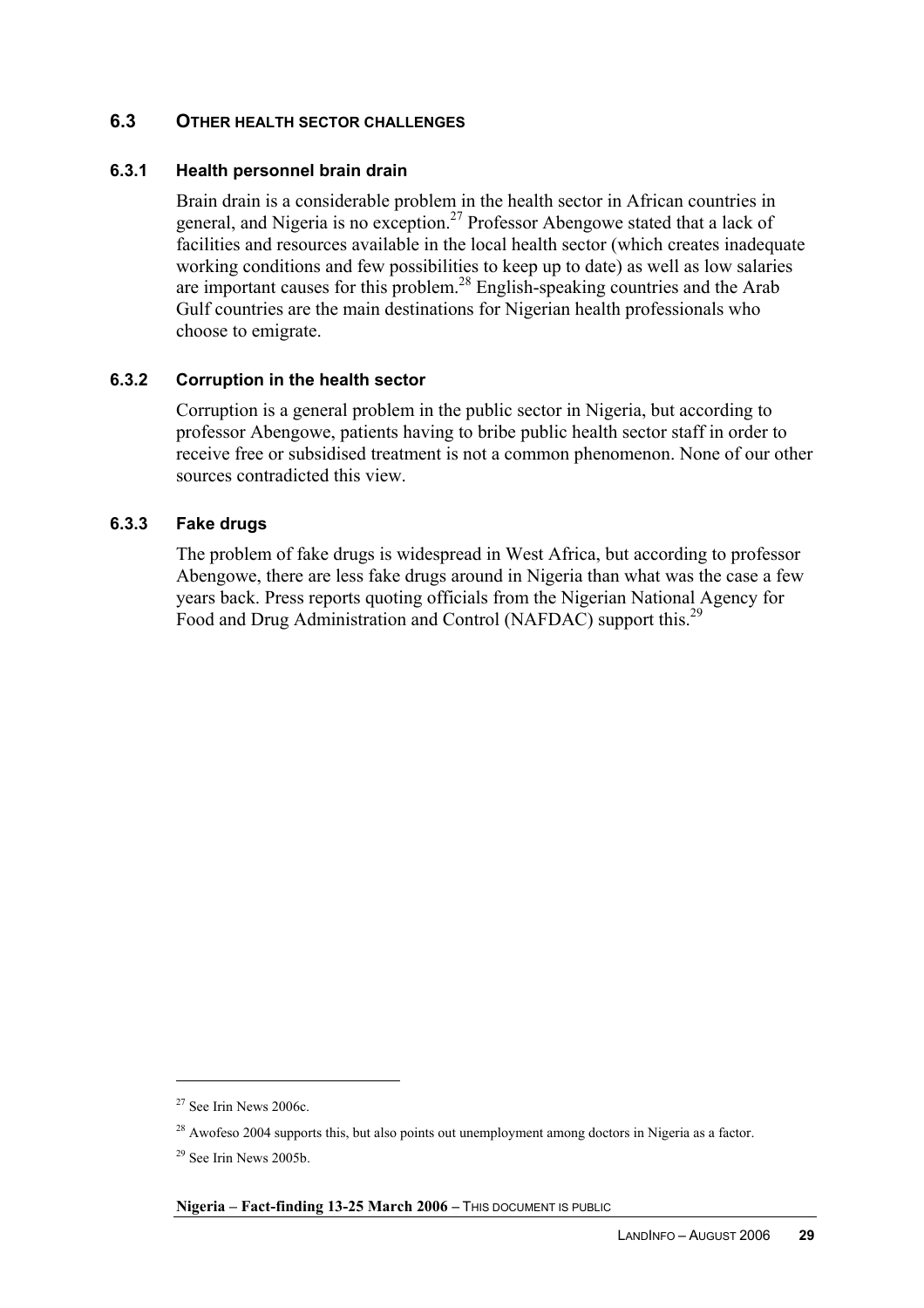## 6.3 OTHER HEALTH SECTOR CHALLENGES

### 6.3.1 Health personnel brain drain

Brain drain is a considerable problem in the health sector in African countries in general, and Nigeria is no exception.[27] Professor Abengowe stated that a lack of facilities and resources available in the local health sector (which creates inadequate working conditions and few possibilities to keep up to date) as well as low salaries are important causes for this problem.[28] English-speaking countries and the Arab Gulf countries are the main destinations for Nigerian health professionals who choose to emigrate.

### 6.3.2 Corruption in the health sector

Corruption is a general problem in the public sector in Nigeria, but according to professor Abengowe, patients having to bribe public health sector staff in order to receive free or subsidised treatment is not a common phenomenon. None of our other sources contradicted this view.

### 6.3.3 Fake drugs

The problem of fake drugs is widespread in West Africa, but according to professor Abengowe, there are less fake drugs around in Nigeria than what was the case a few years back. Press reports quoting officials from the Nigerian National Agency for Food and Drug Administration and Control (NAFDAC) support this.[29]

---

[27] See Irin News 2006c.

[28] Awofeso 2004 supports this, but also points out unemployment among doctors in Nigeria as a factor.

[29] See Irin News 2005b.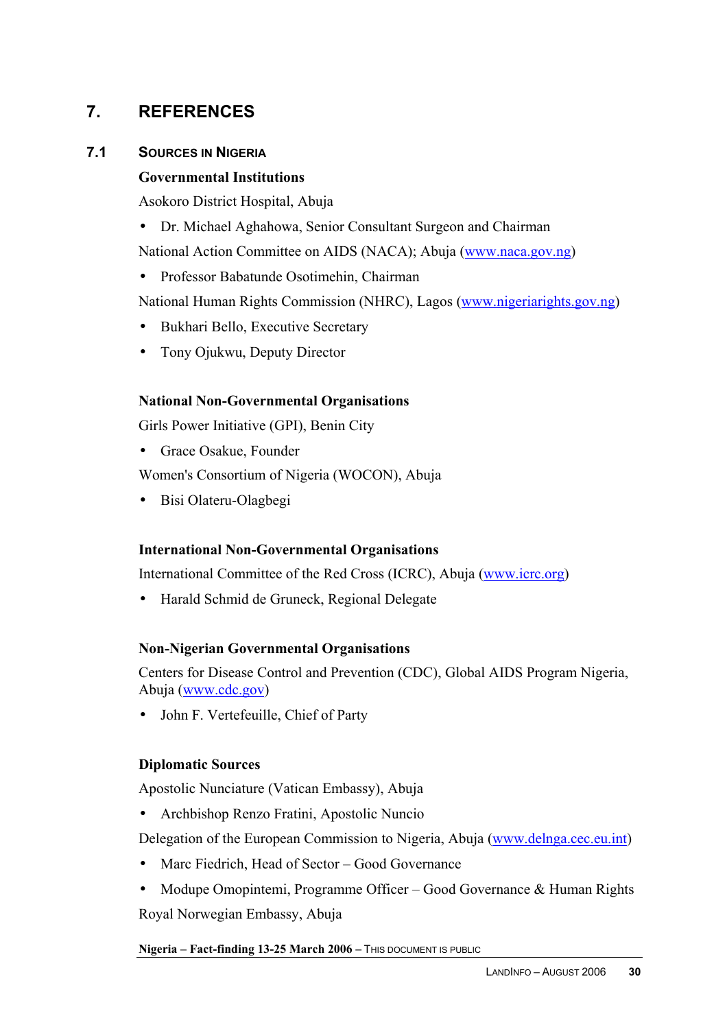# 7. REFERENCES

## 7.1 SOURCES IN NIGERIA

**Governmental Institutions**

Asokoro District Hospital, Abuja

- Dr. Michael Aghahowa, Senior Consultant Surgeon and Chairman

National Action Committee on AIDS (NACA); Abuja (www.naca.gov.ng)

- Professor Babatunde Osotimehin, Chairman

National Human Rights Commission (NHRC), Lagos (www.nigeriarights.gov.ng)

- Bukhari Bello, Executive Secretary
- Tony Ojukwu, Deputy Director

**National Non-Governmental Organisations**

Girls Power Initiative (GPI), Benin City

- Grace Osakue, Founder

Women's Consortium of Nigeria (WOCON), Abuja

- Bisi Olateru-Olagbegi

**International Non-Governmental Organisations**

International Committee of the Red Cross (ICRC), Abuja (www.icrc.org)

- Harald Schmid de Gruneck, Regional Delegate

**Non-Nigerian Governmental Organisations**

Centers for Disease Control and Prevention (CDC), Global AIDS Program Nigeria, Abuja (www.cdc.gov)

- John F. Vertefeuille, Chief of Party

**Diplomatic Sources**

Apostolic Nunciature (Vatican Embassy), Abuja

- Archbishop Renzo Fratini, Apostolic Nuncio

Delegation of the European Commission to Nigeria, Abuja (www.delnga.cec.eu.int)

- Marc Fiedrich, Head of Sector – Good Governance
- Modupe Omopintemi, Programme Officer – Good Governance & Human Rights

Royal Norwegian Embassy, Abuja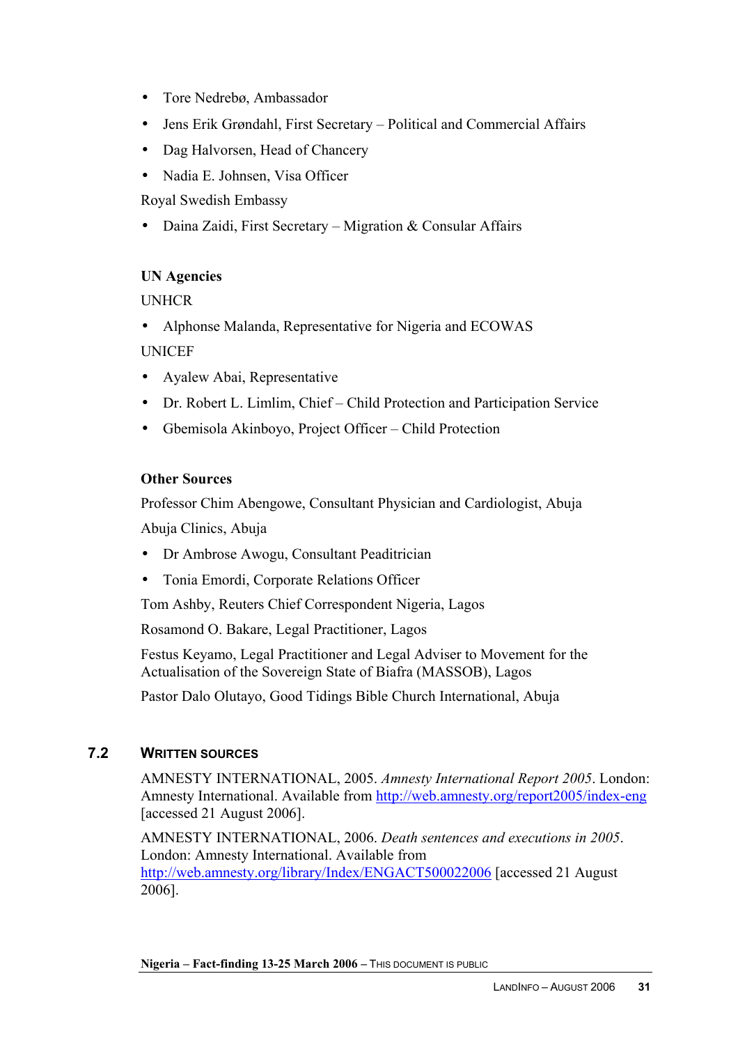- Tore Nedrebø, Ambassador
- Jens Erik Grøndahl, First Secretary – Political and Commercial Affairs
- Dag Halvorsen, Head of Chancery
- Nadia E. Johnsen, Visa Officer

Royal Swedish Embassy

- Daina Zaidi, First Secretary – Migration & Consular Affairs

**UN Agencies**

UNHCR

- Alphonse Malanda, Representative for Nigeria and ECOWAS

UNICEF

- Ayalew Abai, Representative
- Dr. Robert L. Limlim, Chief – Child Protection and Participation Service
- Gbemisola Akinboyo, Project Officer – Child Protection

**Other Sources**

Professor Chim Abengowe, Consultant Physician and Cardiologist, Abuja

Abuja Clinics, Abuja

- Dr Ambrose Awogu, Consultant Peaditrician
- Tonia Emordi, Corporate Relations Officer

Tom Ashby, Reuters Chief Correspondent Nigeria, Lagos

Rosamond O. Bakare, Legal Practitioner, Lagos

Festus Keyamo, Legal Practitioner and Legal Adviser to Movement for the Actualisation of the Sovereign State of Biafra (MASSOB), Lagos

Pastor Dalo Olutayo, Good Tidings Bible Church International, Abuja

## 7.2 Written sources

AMNESTY INTERNATIONAL, 2005. *Amnesty International Report 2005*. London: Amnesty International. Available from http://web.amnesty.org/report2005/index-eng [accessed 21 August 2006].

AMNESTY INTERNATIONAL, 2006. *Death sentences and executions in 2005*. London: Amnesty International. Available from http://web.amnesty.org/library/Index/ENGACT500022006 [accessed 21 August 2006].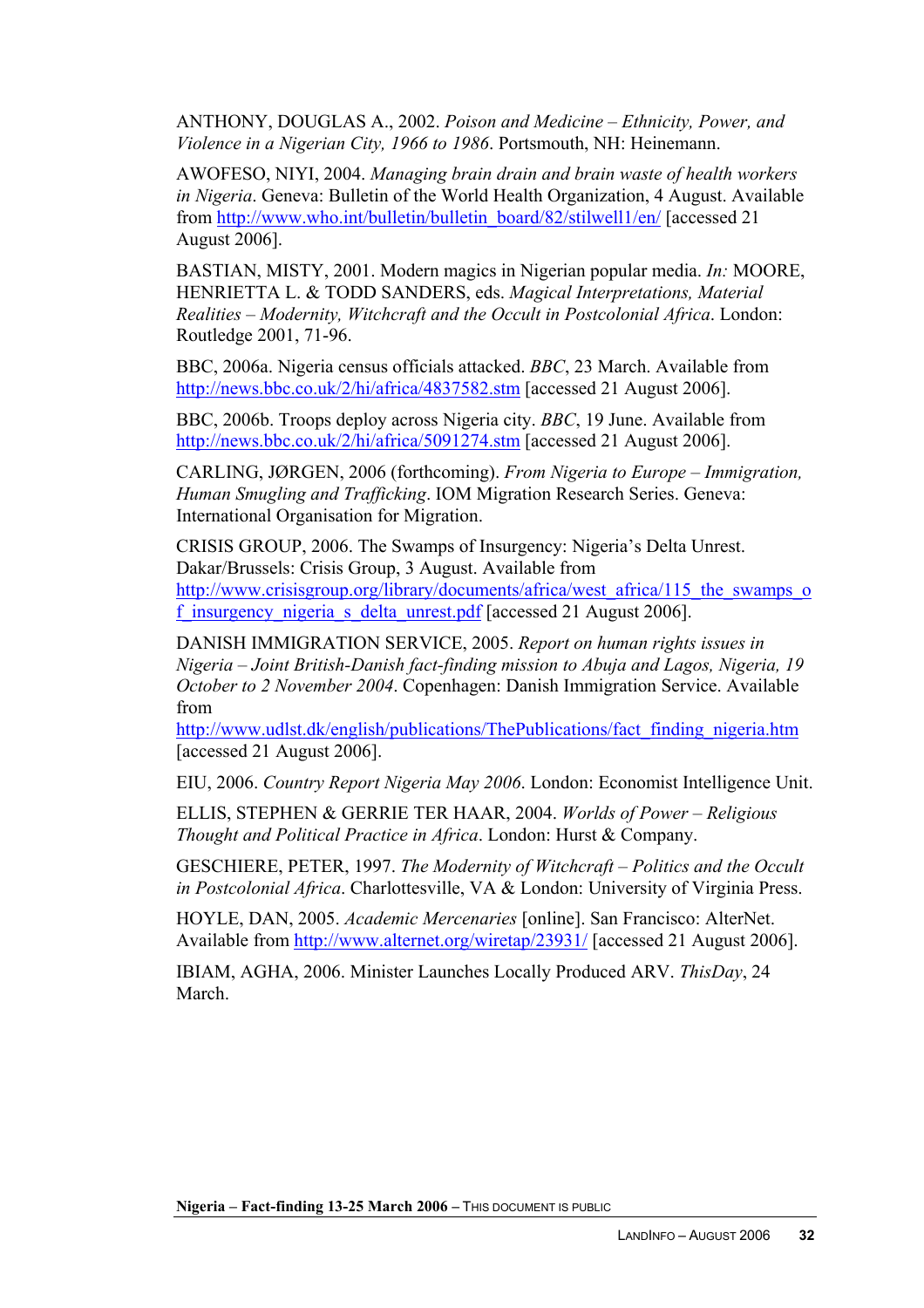ANTHONY, DOUGLAS A., 2002. *Poison and Medicine – Ethnicity, Power, and Violence in a Nigerian City, 1966 to 1986*. Portsmouth, NH: Heinemann.

AWOFESO, NIYI, 2004. *Managing brain drain and brain waste of health workers in Nigeria*. Geneva: Bulletin of the World Health Organization, 4 August. Available from http://www.who.int/bulletin/bulletin_board/82/stilwell1/en/ [accessed 21 August 2006].

BASTIAN, MISTY, 2001. Modern magics in Nigerian popular media. *In:* MOORE, HENRIETTA L. & TODD SANDERS, eds. *Magical Interpretations, Material Realities – Modernity, Witchcraft and the Occult in Postcolonial Africa*. London: Routledge 2001, 71-96.

BBC, 2006a. Nigeria census officials attacked. *BBC*, 23 March. Available from http://news.bbc.co.uk/2/hi/africa/4837582.stm [accessed 21 August 2006].

BBC, 2006b. Troops deploy across Nigeria city. *BBC*, 19 June. Available from http://news.bbc.co.uk/2/hi/africa/5091274.stm [accessed 21 August 2006].

CARLING, JØRGEN, 2006 (forthcoming). *From Nigeria to Europe – Immigration, Human Smugling and Trafficking*. IOM Migration Research Series. Geneva: International Organisation for Migration.

CRISIS GROUP, 2006. The Swamps of Insurgency: Nigeria's Delta Unrest. Dakar/Brussels: Crisis Group, 3 August. Available from http://www.crisisgroup.org/library/documents/africa/west_africa/115_the_swamps_of_insurgency_nigeria_s_delta_unrest.pdf [accessed 21 August 2006].

DANISH IMMIGRATION SERVICE, 2005. *Report on human rights issues in Nigeria – Joint British-Danish fact-finding mission to Abuja and Lagos, Nigeria, 19 October to 2 November 2004*. Copenhagen: Danish Immigration Service. Available from http://www.udlst.dk/english/publications/ThePublications/fact_finding_nigeria.htm [accessed 21 August 2006].

EIU, 2006. *Country Report Nigeria May 2006*. London: Economist Intelligence Unit.

ELLIS, STEPHEN & GERRIE TER HAAR, 2004. *Worlds of Power – Religious Thought and Political Practice in Africa*. London: Hurst & Company.

GESCHIERE, PETER, 1997. *The Modernity of Witchcraft – Politics and the Occult in Postcolonial Africa*. Charlottesville, VA & London: University of Virginia Press.

HOYLE, DAN, 2005. *Academic Mercenaries* [online]. San Francisco: AlterNet. Available from http://www.alternet.org/wiretap/23931/ [accessed 21 August 2006].

IBIAM, AGHA, 2006. Minister Launches Locally Produced ARV. *ThisDay*, 24 March.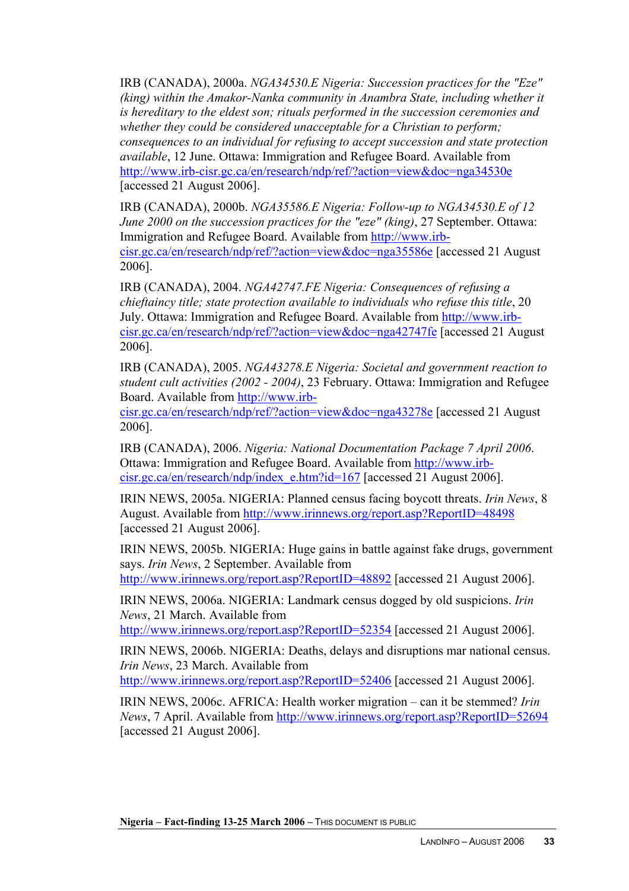IRB (CANADA), 2000a. *NGA34530.E Nigeria: Succession practices for the "Eze" (king) within the Amakor-Nanka community in Anambra State, including whether it is hereditary to the eldest son; rituals performed in the succession ceremonies and whether they could be considered unacceptable for a Christian to perform; consequences to an individual for refusing to accept succession and state protection available*, 12 June. Ottawa: Immigration and Refugee Board. Available from http://www.irb-cisr.gc.ca/en/research/ndp/ref/?action=view&doc=nga34530e [accessed 21 August 2006].

IRB (CANADA), 2000b. *NGA35586.E Nigeria: Follow-up to NGA34530.E of 12 June 2000 on the succession practices for the "eze" (king)*, 27 September. Ottawa: Immigration and Refugee Board. Available from http://www.irb-cisr.gc.ca/en/research/ndp/ref/?action=view&doc=nga35586e [accessed 21 August 2006].

IRB (CANADA), 2004. *NGA42747.FE Nigeria: Consequences of refusing a chieftaincy title; state protection available to individuals who refuse this title*, 20 July. Ottawa: Immigration and Refugee Board. Available from http://www.irb-cisr.gc.ca/en/research/ndp/ref/?action=view&doc=nga42747fe [accessed 21 August 2006].

IRB (CANADA), 2005. *NGA43278.E Nigeria: Societal and government reaction to student cult activities (2002 - 2004)*, 23 February. Ottawa: Immigration and Refugee Board. Available from http://www.irb-cisr.gc.ca/en/research/ndp/ref/?action=view&doc=nga43278e [accessed 21 August 2006].

IRB (CANADA), 2006. *Nigeria: National Documentation Package 7 April 2006*. Ottawa: Immigration and Refugee Board. Available from http://www.irb-cisr.gc.ca/en/research/ndp/index_e.htm?id=167 [accessed 21 August 2006].

IRIN NEWS, 2005a. NIGERIA: Planned census facing boycott threats. *Irin News*, 8 August. Available from http://www.irinnews.org/report.asp?ReportID=48498 [accessed 21 August 2006].

IRIN NEWS, 2005b. NIGERIA: Huge gains in battle against fake drugs, government says. *Irin News*, 2 September. Available from http://www.irinnews.org/report.asp?ReportID=48892 [accessed 21 August 2006].

IRIN NEWS, 2006a. NIGERIA: Landmark census dogged by old suspicions. *Irin News*, 21 March. Available from http://www.irinnews.org/report.asp?ReportID=52354 [accessed 21 August 2006].

IRIN NEWS, 2006b. NIGERIA: Deaths, delays and disruptions mar national census. *Irin News*, 23 March. Available from http://www.irinnews.org/report.asp?ReportID=52406 [accessed 21 August 2006].

IRIN NEWS, 2006c. AFRICA: Health worker migration – can it be stemmed? *Irin News*, 7 April. Available from http://www.irinnews.org/report.asp?ReportID=52694 [accessed 21 August 2006].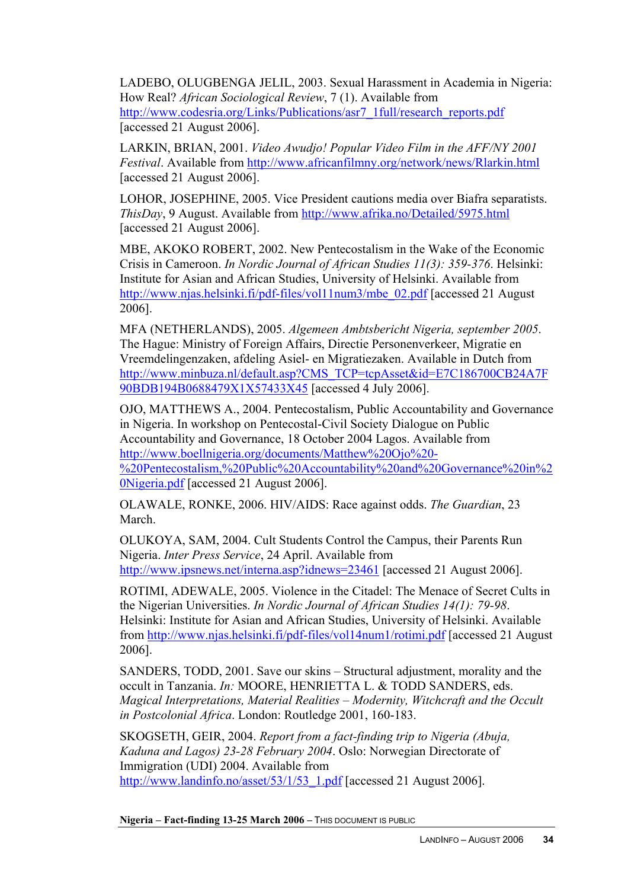LADEBO, OLUGBENGA JELIL, 2003. Sexual Harassment in Academia in Nigeria: How Real? *African Sociological Review*, 7 (1). Available from http://www.codesria.org/Links/Publications/asr7_1full/research_reports.pdf [accessed 21 August 2006].

LARKIN, BRIAN, 2001. *Video Awudjo! Popular Video Film in the AFF/NY 2001 Festival*. Available from http://www.africanfilmny.org/network/news/Rlarkin.html [accessed 21 August 2006].

LOHOR, JOSEPHINE, 2005. Vice President cautions media over Biafra separatists. *ThisDay*, 9 August. Available from http://www.afrika.no/Detailed/5975.html [accessed 21 August 2006].

MBE, AKOKO ROBERT, 2002. New Pentecostalism in the Wake of the Economic Crisis in Cameroon. *In Nordic Journal of African Studies 11(3): 359-376*. Helsinki: Institute for Asian and African Studies, University of Helsinki. Available from http://www.njas.helsinki.fi/pdf-files/vol11num3/mbe_02.pdf [accessed 21 August 2006].

MFA (NETHERLANDS), 2005. *Algemeen Ambtsbericht Nigeria, september 2005*. The Hague: Ministry of Foreign Affairs, Directie Personenverkeer, Migratie en Vreemdelingenzaken, afdeling Asiel- en Migratiezaken. Available in Dutch from http://www.minbuza.nl/default.asp?CMS_TCP=tcpAsset&id=E7C186700CB24A7F90BDB194B0688479X1X57433X45 [accessed 4 July 2006].

OJO, MATTHEWS A., 2004. Pentecostalism, Public Accountability and Governance in Nigeria. In workshop on Pentecostal-Civil Society Dialogue on Public Accountability and Governance, 18 October 2004 Lagos. Available from http://www.boellnigeria.org/documents/Matthew%20Ojo%20-%20Pentecostalism,%20Public%20Accountability%20and%20Governance%20in%20Nigeria.pdf [accessed 21 August 2006].

OLAWALE, RONKE, 2006. HIV/AIDS: Race against odds. *The Guardian*, 23 March.

OLUKOYA, SAM, 2004. Cult Students Control the Campus, their Parents Run Nigeria. *Inter Press Service*, 24 April. Available from http://www.ipsnews.net/interna.asp?idnews=23461 [accessed 21 August 2006].

ROTIMI, ADEWALE, 2005. Violence in the Citadel: The Menace of Secret Cults in the Nigerian Universities. *In Nordic Journal of African Studies 14(1): 79-98*. Helsinki: Institute for Asian and African Studies, University of Helsinki. Available from http://www.njas.helsinki.fi/pdf-files/vol14num1/rotimi.pdf [accessed 21 August 2006].

SANDERS, TODD, 2001. Save our skins – Structural adjustment, morality and the occult in Tanzania. *In:* MOORE, HENRIETTA L. & TODD SANDERS, eds. *Magical Interpretations, Material Realities – Modernity, Witchcraft and the Occult in Postcolonial Africa*. London: Routledge 2001, 160-183.

SKOGSETH, GEIR, 2004. *Report from a fact-finding trip to Nigeria (Abuja, Kaduna and Lagos) 23-28 February 2004*. Oslo: Norwegian Directorate of Immigration (UDI) 2004. Available from http://www.landinfo.no/asset/53/1/53_1.pdf [accessed 21 August 2006].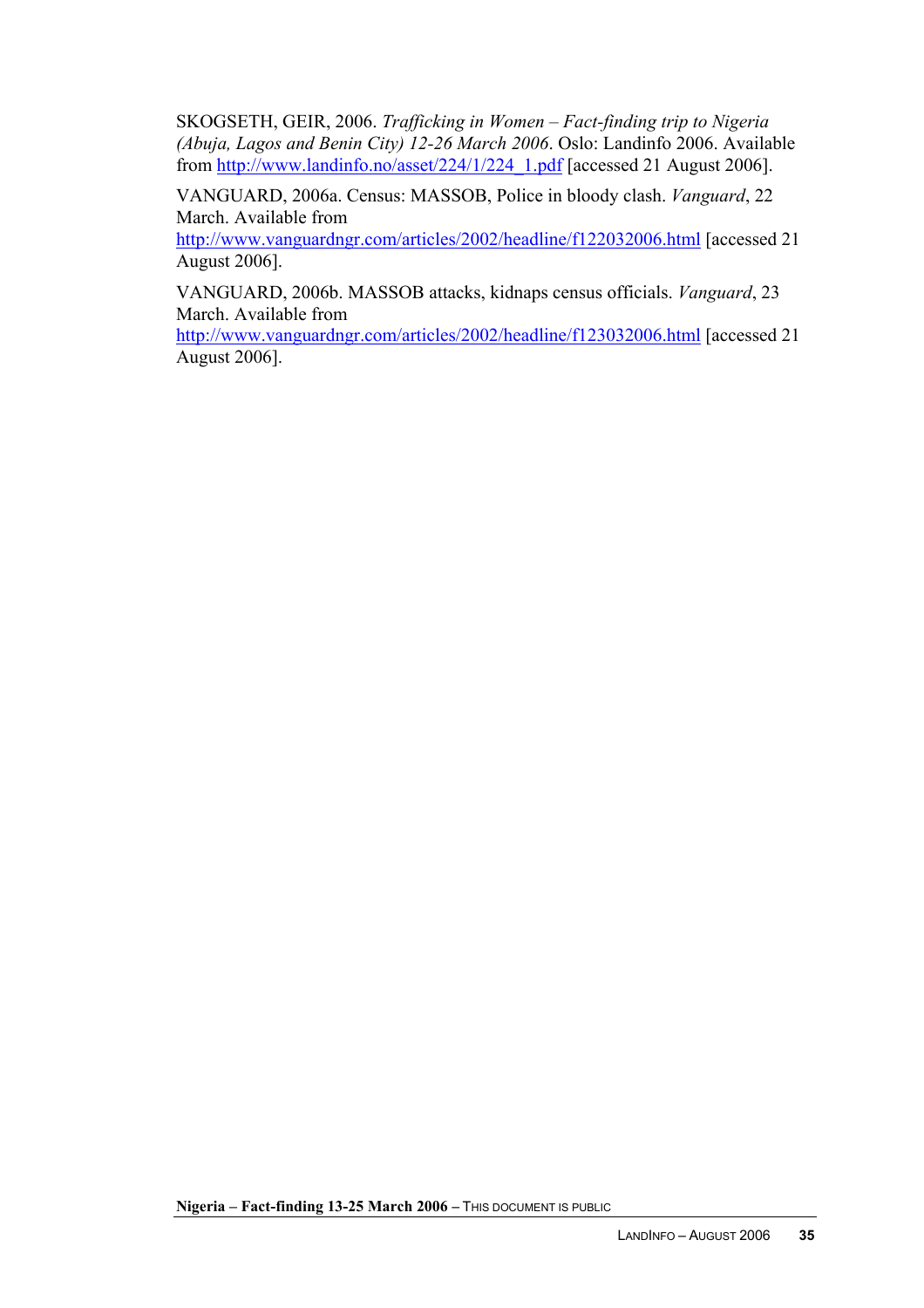SKOGSETH, GEIR, 2006. *Trafficking in Women – Fact-finding trip to Nigeria (Abuja, Lagos and Benin City) 12-26 March 2006*. Oslo: Landinfo 2006. Available from http://www.landinfo.no/asset/224/1/224_1.pdf [accessed 21 August 2006].

VANGUARD, 2006a. Census: MASSOB, Police in bloody clash. *Vanguard*, 22 March. Available from http://www.vanguardngr.com/articles/2002/headline/f122032006.html [accessed 21 August 2006].

VANGUARD, 2006b. MASSOB attacks, kidnaps census officials. *Vanguard*, 23 March. Available from http://www.vanguardngr.com/articles/2002/headline/f123032006.html [accessed 21 August 2006].